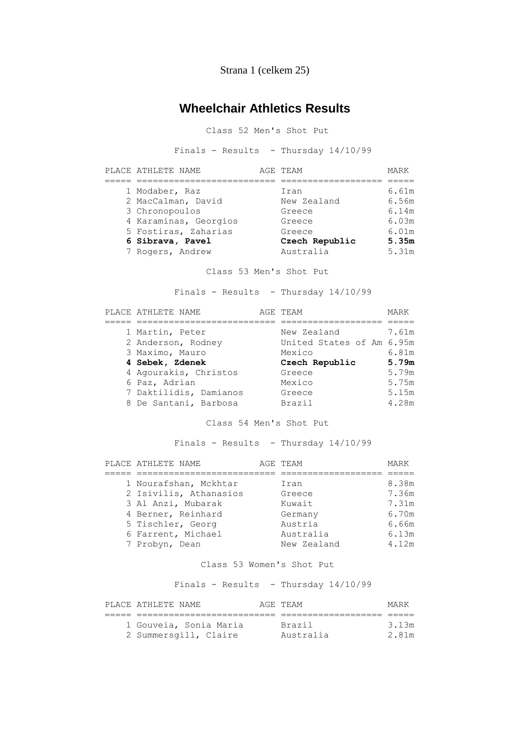# Wheelchair Athletics Results

Class 52 Men's Shot Put

Finals - Results - Thursday 14/10/99

| PLACE | ATHLETE NAME | AGE | TEAM | MARK |
|---|---|---|---|---|
| 1 | Modaber, Raz | | Iran | 6.61m |
| 2 | MacCalman, David | | New Zealand | 6.56m |
| 3 | Chronopoulos | | Greece | 6.14m |
| 4 | Karaminas, Georgios | | Greece | 6.03m |
| 5 | Fostiras, Zaharias | | Greece | 6.01m |
| **6** | **Sibrava, Pavel** | | **Czech Republic** | **5.35m** |
| 7 | Rogers, Andrew | | Australia | 5.31m |

Class 53 Men's Shot Put

Finals - Results - Thursday 14/10/99

| PLACE | ATHLETE NAME | AGE | TEAM | MARK |
|---|---|---|---|---|
| 1 | Martin, Peter | | New Zealand | 7.61m |
| 2 | Anderson, Rodney | | United States of Am | 6.95m |
| 3 | Maximo, Mauro | | Mexico | 6.81m |
| **4** | **Sebek, Zdenek** | | **Czech Republic** | **5.79m** |
| 4 | Agourakis, Christos | | Greece | 5.79m |
| 6 | Paz, Adrian | | Mexico | 5.75m |
| 7 | Daktilidis, Damianos | | Greece | 5.15m |
| 8 | De Santani, Barbosa | | Brazil | 4.28m |

Class 54 Men's Shot Put

Finals - Results - Thursday 14/10/99

| PLACE | ATHLETE NAME | AGE | TEAM | MARK |
|---|---|---|---|---|
| 1 | Nourafshan, Mckhtar | | Iran | 8.38m |
| 2 | Isivilis, Athanasios | | Greece | 7.36m |
| 3 | Al Anzi, Mubarak | | Kuwait | 7.31m |
| 4 | Berner, Reinhard | | Germany | 6.70m |
| 5 | Tischler, Georg | | Austria | 6.66m |
| 6 | Farrent, Michael | | Australia | 6.13m |
| 7 | Probyn, Dean | | New Zealand | 4.12m |

Class 53 Women's Shot Put

Finals - Results - Thursday 14/10/99

| PLACE | ATHLETE NAME | AGE | TEAM | MARK |
|---|---|---|---|---|
| 1 | Gouveia, Sonia Maria | | Brazil | 3.13m |
| 2 | Summersgill, Claire | | Australia | 2.81m |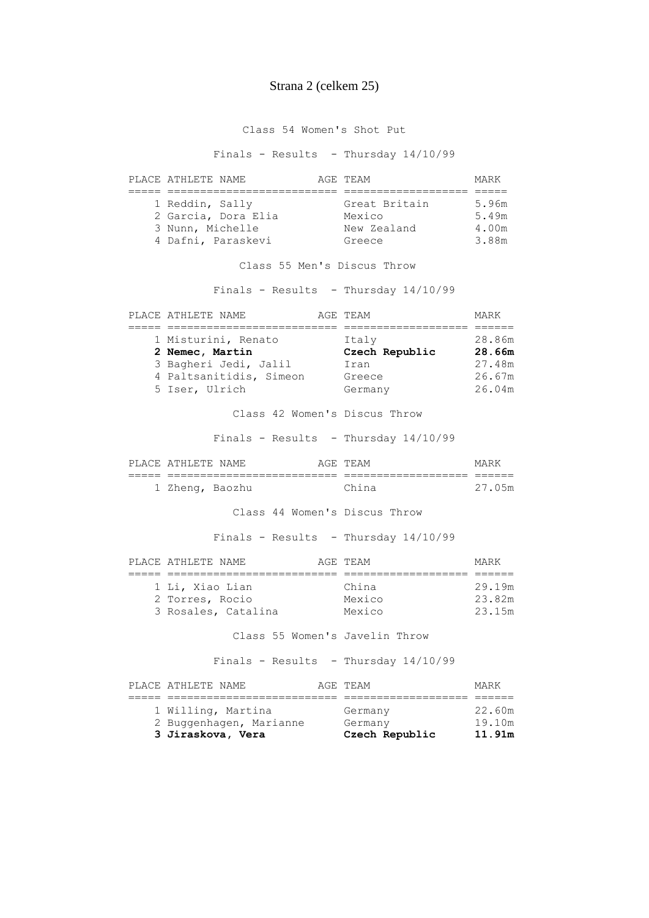Class 54 Women's Shot Put

Finals - Results - Thursday 14/10/99

| PLACE | ATHLETE NAME | AGE | TEAM | MARK |
|---|---|---|---|---|
| 1 | Reddin, Sally | | Great Britain | 5.96m |
| 2 | Garcia, Dora Elia | | Mexico | 5.49m |
| 3 | Nunn, Michelle | | New Zealand | 4.00m |
| 4 | Dafni, Paraskevi | | Greece | 3.88m |

Class 55 Men's Discus Throw

Finals - Results - Thursday 14/10/99

| PLACE | ATHLETE NAME | AGE | TEAM | MARK |
|---|---|---|---|---|
| 1 | Misturini, Renato | | Italy | 28.86m |
| **2** | **Nemec, Martin** | | **Czech Republic** | **28.66m** |
| 3 | Bagheri Jedi, Jalil | | Iran | 27.48m |
| 4 | Paltsanitidis, Simeon | | Greece | 26.67m |
| 5 | Iser, Ulrich | | Germany | 26.04m |

Class 42 Women's Discus Throw

Finals - Results - Thursday 14/10/99

| PLACE | ATHLETE NAME | AGE | TEAM | MARK |
|---|---|---|---|---|
| 1 | Zheng, Baozhu | | China | 27.05m |

Class 44 Women's Discus Throw

Finals - Results - Thursday 14/10/99

| PLACE | ATHLETE NAME | AGE | TEAM | MARK |
|---|---|---|---|---|
| 1 | Li, Xiao Lian | | China | 29.19m |
| 2 | Torres, Rocio | | Mexico | 23.82m |
| 3 | Rosales, Catalina | | Mexico | 23.15m |

Class 55 Women's Javelin Throw

Finals - Results - Thursday 14/10/99

| PLACE | ATHLETE NAME | AGE | TEAM | MARK |
|---|---|---|---|---|
| 1 | Willing, Martina | | Germany | 22.60m |
| 2 | Buggenhagen, Marianne | | Germany | 19.10m |
| **3** | **Jiraskova, Vera** | | **Czech Republic** | **11.91m** |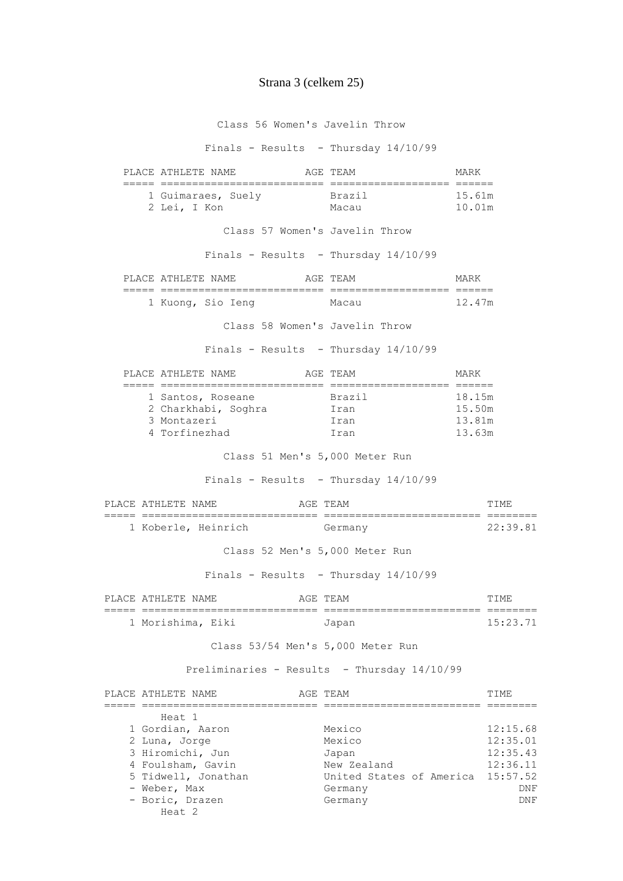## Class 56 Women's Javelin Throw

Finals - Results - Thursday 14/10/99

| PLACE | ATHLETE NAME | AGE | TEAM | MARK |
|---|---|---|---|---|
| 1 | Guimaraes, Suely | | Brazil | 15.61m |
| 2 | Lei, I Kon | | Macau | 10.01m |

## Class 57 Women's Javelin Throw

Finals - Results - Thursday 14/10/99

| PLACE | ATHLETE NAME | AGE | TEAM | MARK |
|---|---|---|---|---|
| 1 | Kuong, Sio Ieng | | Macau | 12.47m |

## Class 58 Women's Javelin Throw

Finals - Results - Thursday 14/10/99

| PLACE | ATHLETE NAME | AGE | TEAM | MARK |
|---|---|---|---|---|
| 1 | Santos, Roseane | | Brazil | 18.15m |
| 2 | Charkhabi, Soghra | | Iran | 15.50m |
| 3 | Montazeri | | Iran | 13.81m |
| 4 | Torfinezhad | | Iran | 13.63m |

## Class 51 Men's 5,000 Meter Run

Finals - Results - Thursday 14/10/99

| PLACE | ATHLETE NAME | AGE | TEAM | TIME |
|---|---|---|---|---|
| 1 | Koberle, Heinrich | | Germany | 22:39.81 |

## Class 52 Men's 5,000 Meter Run

Finals - Results - Thursday 14/10/99

| PLACE | ATHLETE NAME | AGE | TEAM | TIME |
|---|---|---|---|---|
| 1 | Morishima, Eiki | | Japan | 15:23.71 |

## Class 53/54 Men's 5,000 Meter Run

Preliminaries - Results - Thursday 14/10/99

| PLACE | ATHLETE NAME | AGE | TEAM | TIME |
|---|---|---|---|---|
| | Heat 1 | | | |
| 1 | Gordian, Aaron | | Mexico | 12:15.68 |
| 2 | Luna, Jorge | | Mexico | 12:35.01 |
| 3 | Hiromichi, Jun | | Japan | 12:35.43 |
| 4 | Foulsham, Gavin | | New Zealand | 12:36.11 |
| 5 | Tidwell, Jonathan | | United States of America | 15:57.52 |
| - | Weber, Max | | Germany | DNF |
| - | Boric, Drazen | | Germany | DNF |
| | Heat 2 | | | |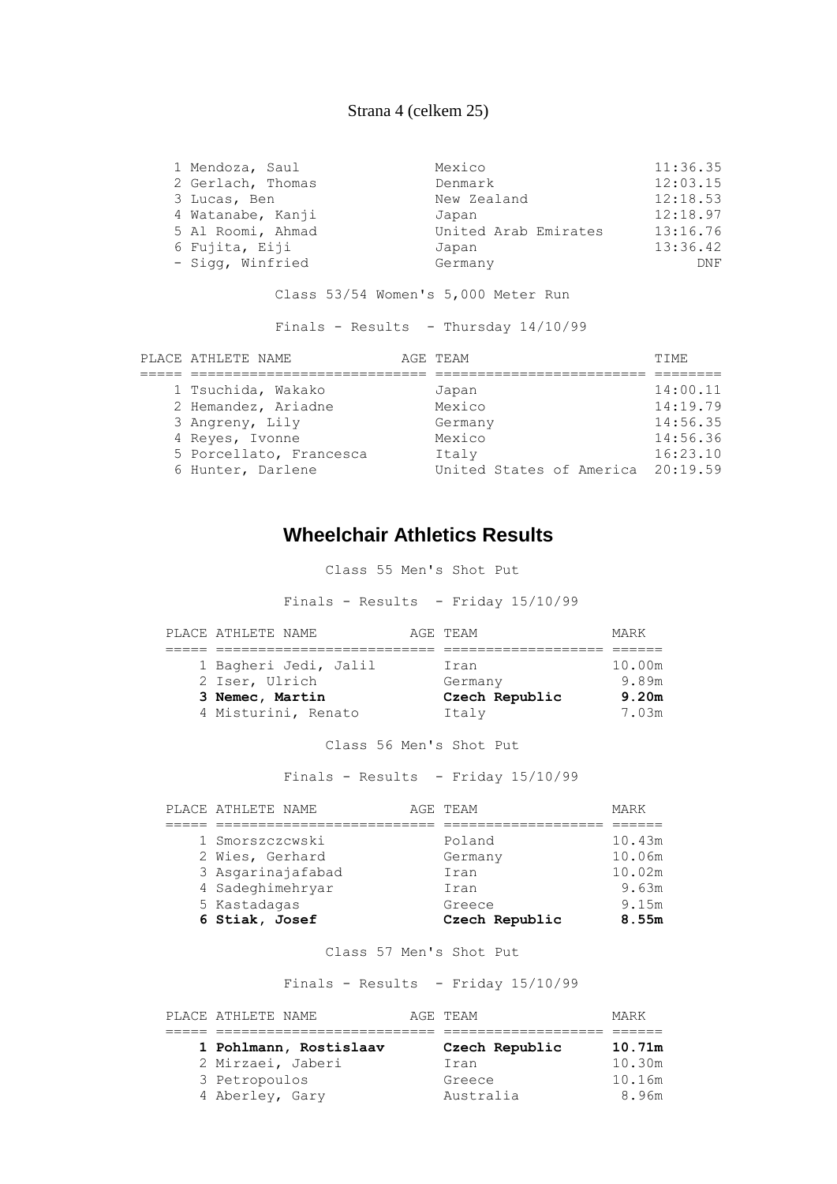| PLACE | ATHLETE NAME | AGE | TEAM | TIME |
|---|---|---|---|---|
| 1 | Mendoza, Saul | | Mexico | 11:36.35 |
| 2 | Gerlach, Thomas | | Denmark | 12:03.15 |
| 3 | Lucas, Ben | | New Zealand | 12:18.53 |
| 4 | Watanabe, Kanji | | Japan | 12:18.97 |
| 5 | Al Roomi, Ahmad | | United Arab Emirates | 13:16.76 |
| 6 | Fujita, Eiji | | Japan | 13:36.42 |
| - | Sigg, Winfried | | Germany | DNF |

Class 53/54 Women's 5,000 Meter Run

Finals - Results - Thursday 14/10/99

| PLACE | ATHLETE NAME | AGE | TEAM | TIME |
|---|---|---|---|---|
| 1 | Tsuchida, Wakako | | Japan | 14:00.11 |
| 2 | Hemandez, Ariadne | | Mexico | 14:19.79 |
| 3 | Angreny, Lily | | Germany | 14:56.35 |
| 4 | Reyes, Ivonne | | Mexico | 14:56.36 |
| 5 | Porcellato, Francesca | | Italy | 16:23.10 |
| 6 | Hunter, Darlene | | United States of America | 20:19.59 |

## Wheelchair Athletics Results

Class 55 Men's Shot Put

Finals - Results - Friday 15/10/99

| PLACE | ATHLETE NAME | AGE | TEAM | MARK |
|---|---|---|---|---|
| 1 | Bagheri Jedi, Jalil | | Iran | 10.00m |
| 2 | Iser, Ulrich | | Germany | 9.89m |
| **3** | **Nemec, Martin** | | **Czech Republic** | **9.20m** |
| 4 | Misturini, Renato | | Italy | 7.03m |

Class 56 Men's Shot Put

Finals - Results - Friday 15/10/99

| PLACE | ATHLETE NAME | AGE | TEAM | MARK |
|---|---|---|---|---|
| 1 | Smorszczcwski | | Poland | 10.43m |
| 2 | Wies, Gerhard | | Germany | 10.06m |
| 3 | Asgarinajafabad | | Iran | 10.02m |
| 4 | Sadeghimehryar | | Iran | 9.63m |
| 5 | Kastadagas | | Greece | 9.15m |
| **6** | **Stiak, Josef** | | **Czech Republic** | **8.55m** |

Class 57 Men's Shot Put

Finals - Results - Friday 15/10/99

| PLACE | ATHLETE NAME | AGE | TEAM | MARK |
|---|---|---|---|---|
| **1** | **Pohlmann, Rostislaav** | | **Czech Republic** | **10.71m** |
| 2 | Mirzaei, Jaberi | | Iran | 10.30m |
| 3 | Petropoulos | | Greece | 10.16m |
| 4 | Aberley, Gary | | Australia | 8.96m |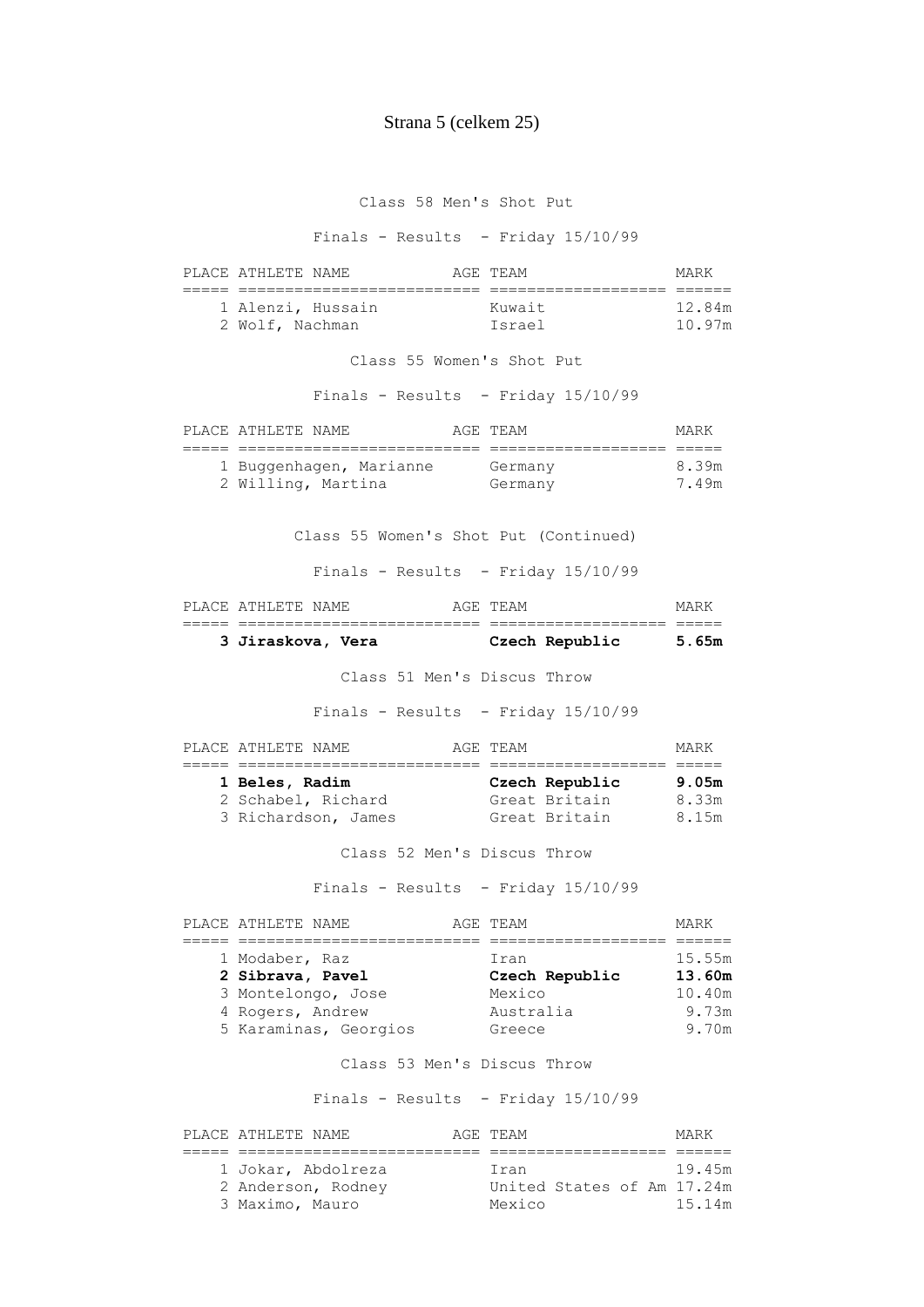Class 58 Men's Shot Put

Finals - Results - Friday 15/10/99

| PLACE | ATHLETE NAME | AGE | TEAM | MARK |
|---|---|---|---|---|
| 1 | Alenzi, Hussain | | Kuwait | 12.84m |
| 2 | Wolf, Nachman | | Israel | 10.97m |

Class 55 Women's Shot Put

Finals - Results - Friday 15/10/99

| PLACE | ATHLETE NAME | AGE | TEAM | MARK |
|---|---|---|---|---|
| 1 | Buggenhagen, Marianne | | Germany | 8.39m |
| 2 | Willing, Martina | | Germany | 7.49m |
| **3** | **Jiraskova, Vera** | | **Czech Republic** | **5.65m** |

Class 51 Men's Discus Throw

Finals - Results - Friday 15/10/99

| PLACE | ATHLETE NAME | AGE | TEAM | MARK |
|---|---|---|---|---|
| **1** | **Beles, Radim** | | **Czech Republic** | **9.05m** |
| 2 | Schabel, Richard | | Great Britain | 8.33m |
| 3 | Richardson, James | | Great Britain | 8.15m |

Class 52 Men's Discus Throw

Finals - Results - Friday 15/10/99

| PLACE | ATHLETE NAME | AGE | TEAM | MARK |
|---|---|---|---|---|
| 1 | Modaber, Raz | | Iran | 15.55m |
| **2** | **Sibrava, Pavel** | | **Czech Republic** | **13.60m** |
| 3 | Montelongo, Jose | | Mexico | 10.40m |
| 4 | Rogers, Andrew | | Australia | 9.73m |
| 5 | Karaminas, Georgios | | Greece | 9.70m |

Class 53 Men's Discus Throw

Finals - Results - Friday 15/10/99

| PLACE | ATHLETE NAME | AGE | TEAM | MARK |
|---|---|---|---|---|
| 1 | Jokar, Abdolreza | | Iran | 19.45m |
| 2 | Anderson, Rodney | | United States of Am | 17.24m |
| 3 | Maximo, Mauro | | Mexico | 15.14m |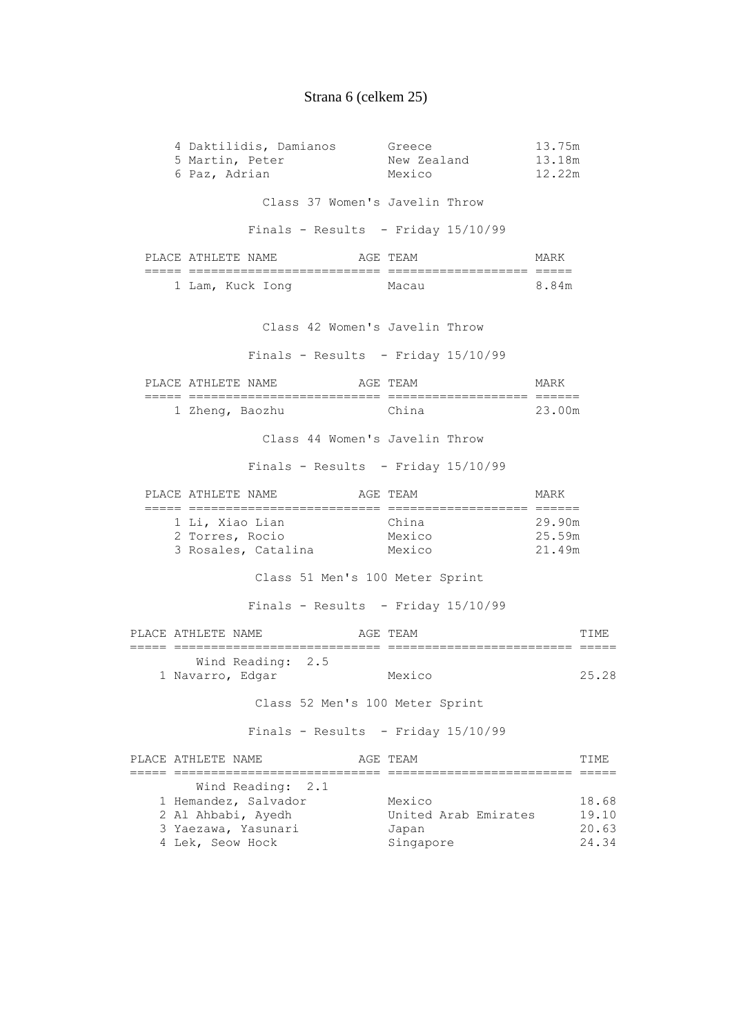| PLACE | ATHLETE NAME | AGE | TEAM | MARK |
|---|---|---|---|---|
| 4 | Daktilidis, Damianos | | Greece | 13.75m |
| 5 | Martin, Peter | | New Zealand | 13.18m |
| 6 | Paz, Adrian | | Mexico | 12.22m |

### Class 37 Women's Javelin Throw

Finals - Results - Friday 15/10/99

| PLACE | ATHLETE NAME | AGE | TEAM | MARK |
|---|---|---|---|---|
| 1 | Lam, Kuck Iong | | Macau | 8.84m |

### Class 42 Women's Javelin Throw

Finals - Results - Friday 15/10/99

| PLACE | ATHLETE NAME | AGE | TEAM | MARK |
|---|---|---|---|---|
| 1 | Zheng, Baozhu | | China | 23.00m |

### Class 44 Women's Javelin Throw

Finals - Results - Friday 15/10/99

| PLACE | ATHLETE NAME | AGE | TEAM | MARK |
|---|---|---|---|---|
| 1 | Li, Xiao Lian | | China | 29.90m |
| 2 | Torres, Rocio | | Mexico | 25.59m |
| 3 | Rosales, Catalina | | Mexico | 21.49m |

### Class 51 Men's 100 Meter Sprint

Finals - Results - Friday 15/10/99

| PLACE | ATHLETE NAME | AGE | TEAM | TIME |
|---|---|---|---|---|
| | Wind Reading: 2.5 | | | |
| 1 | Navarro, Edgar | | Mexico | 25.28 |

### Class 52 Men's 100 Meter Sprint

Finals - Results - Friday 15/10/99

| PLACE | ATHLETE NAME | AGE | TEAM | TIME |
|---|---|---|---|---|
| | Wind Reading: 2.1 | | | |
| 1 | Hemandez, Salvador | | Mexico | 18.68 |
| 2 | Al Ahbabi, Ayedh | | United Arab Emirates | 19.10 |
| 3 | Yaezawa, Yasunari | | Japan | 20.63 |
| 4 | Lek, Seow Hock | | Singapore | 24.34 |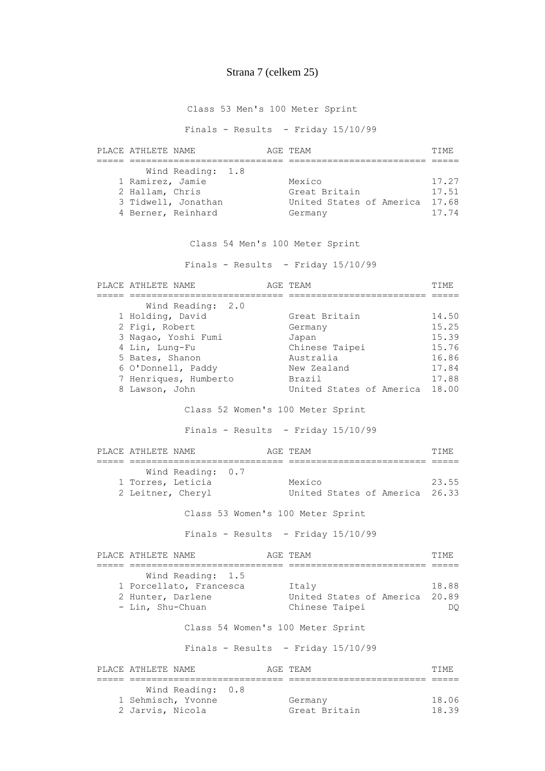## Class 53 Men's 100 Meter Sprint

Finals - Results - Friday 15/10/99

| PLACE | ATHLETE NAME | AGE | TEAM | TIME |
|---|---|---|---|---|
| | Wind Reading: 1.8 | | | |
| 1 | Ramirez, Jamie | | Mexico | 17.27 |
| 2 | Hallam, Chris | | Great Britain | 17.51 |
| 3 | Tidwell, Jonathan | | United States of America | 17.68 |
| 4 | Berner, Reinhard | | Germany | 17.74 |

## Class 54 Men's 100 Meter Sprint

Finals - Results - Friday 15/10/99

| PLACE | ATHLETE NAME | AGE | TEAM | TIME |
|---|---|---|---|---|
| | Wind Reading: 2.0 | | | |
| 1 | Holding, David | | Great Britain | 14.50 |
| 2 | Figi, Robert | | Germany | 15.25 |
| 3 | Nagao, Yoshi Fumi | | Japan | 15.39 |
| 4 | Lin, Lung-Fu | | Chinese Taipei | 15.76 |
| 5 | Bates, Shanon | | Australia | 16.86 |
| 6 | O'Donnell, Paddy | | New Zealand | 17.84 |
| 7 | Henriques, Humberto | | Brazil | 17.88 |
| 8 | Lawson, John | | United States of America | 18.00 |

## Class 52 Women's 100 Meter Sprint

Finals - Results - Friday 15/10/99

| PLACE | ATHLETE NAME | AGE | TEAM | TIME |
|---|---|---|---|---|
| | Wind Reading: 0.7 | | | |
| 1 | Torres, Leticia | | Mexico | 23.55 |
| 2 | Leitner, Cheryl | | United States of America | 26.33 |

## Class 53 Women's 100 Meter Sprint

Finals - Results - Friday 15/10/99

| PLACE | ATHLETE NAME | AGE | TEAM | TIME |
|---|---|---|---|---|
| | Wind Reading: 1.5 | | | |
| 1 | Porcellato, Francesca | | Italy | 18.88 |
| 2 | Hunter, Darlene | | United States of America | 20.89 |
| - | Lin, Shu-Chuan | | Chinese Taipei | DQ |

## Class 54 Women's 100 Meter Sprint

Finals - Results - Friday 15/10/99

| PLACE | ATHLETE NAME | AGE | TEAM | TIME |
|---|---|---|---|---|
| | Wind Reading: 0.8 | | | |
| 1 | Sehmisch, Yvonne | | Germany | 18.06 |
| 2 | Jarvis, Nicola | | Great Britain | 18.39 |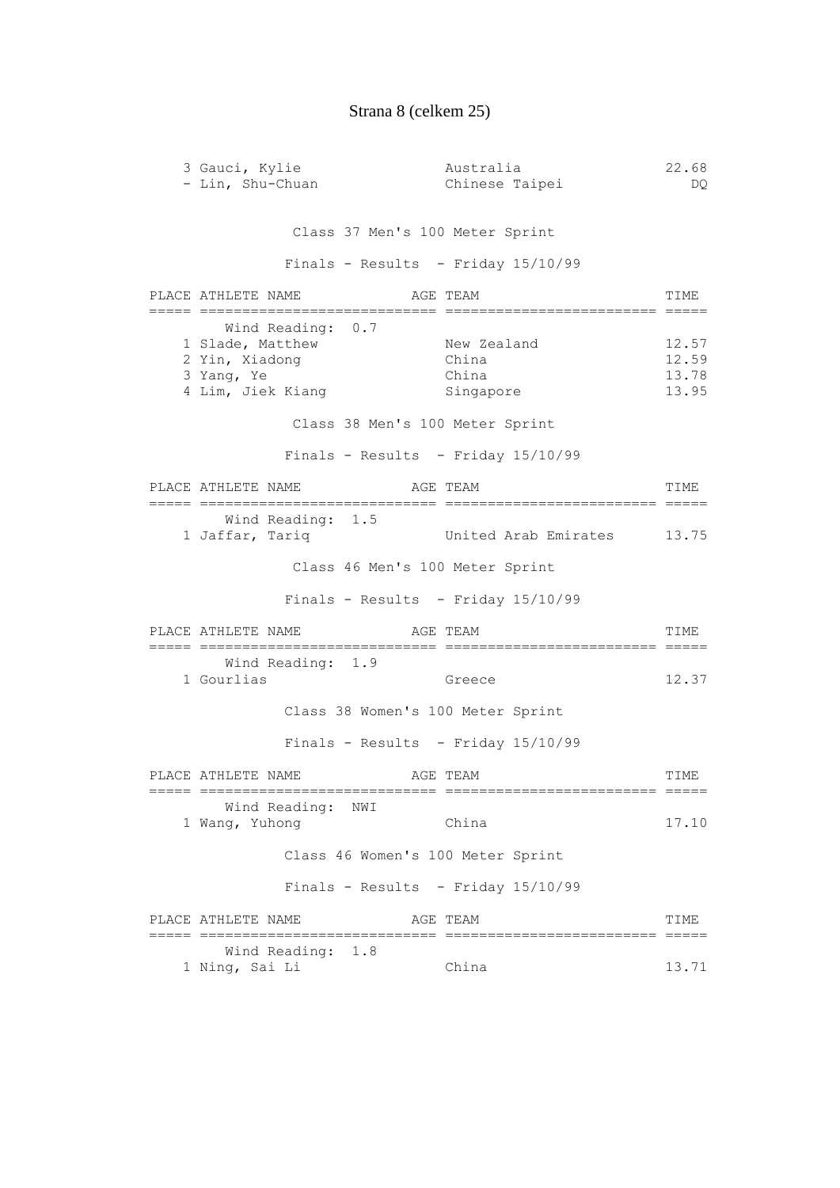| PLACE | ATHLETE NAME | AGE | TEAM | TIME |
|---|---|---|---|---|
| 3 | Gauci, Kylie | | Australia | 22.68 |
| - | Lin, Shu-Chuan | | Chinese Taipei | DQ |

## Class 37 Men's 100 Meter Sprint

Finals - Results - Friday 15/10/99

Wind Reading: 0.7

| PLACE | ATHLETE NAME | AGE | TEAM | TIME |
|---|---|---|---|---|
| 1 | Slade, Matthew | | New Zealand | 12.57 |
| 2 | Yin, Xiadong | | China | 12.59 |
| 3 | Yang, Ye | | China | 13.78 |
| 4 | Lim, Jiek Kiang | | Singapore | 13.95 |

## Class 38 Men's 100 Meter Sprint

Finals - Results - Friday 15/10/99

Wind Reading: 1.5

| PLACE | ATHLETE NAME | AGE | TEAM | TIME |
|---|---|---|---|---|
| 1 | Jaffar, Tariq | | United Arab Emirates | 13.75 |

## Class 46 Men's 100 Meter Sprint

Finals - Results - Friday 15/10/99

Wind Reading: 1.9

| PLACE | ATHLETE NAME | AGE | TEAM | TIME |
|---|---|---|---|---|
| 1 | Gourlias | | Greece | 12.37 |

## Class 38 Women's 100 Meter Sprint

Finals - Results - Friday 15/10/99

Wind Reading: NWI

| PLACE | ATHLETE NAME | AGE | TEAM | TIME |
|---|---|---|---|---|
| 1 | Wang, Yuhong | | China | 17.10 |

## Class 46 Women's 100 Meter Sprint

Finals - Results - Friday 15/10/99

Wind Reading: 1.8

| PLACE | ATHLETE NAME | AGE | TEAM | TIME |
|---|---|---|---|---|
| 1 | Ning, Sai Li | | China | 13.71 |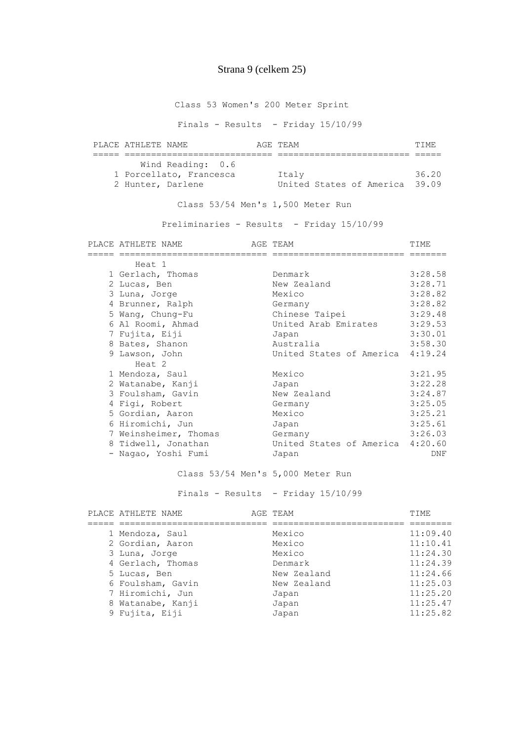## Class 53 Women's 200 Meter Sprint

Finals - Results - Friday 15/10/99

| PLACE | ATHLETE NAME | AGE | TEAM | TIME |
|---|---|---|---|---|
| | Wind Reading: 0.6 | | | |
| 1 | Porcellato, Francesca | | Italy | 36.20 |
| 2 | Hunter, Darlene | | United States of America | 39.09 |

## Class 53/54 Men's 1,500 Meter Run

Preliminaries - Results - Friday 15/10/99

| PLACE | ATHLETE NAME | AGE | TEAM | TIME |
|---|---|---|---|---|
| | Heat 1 | | | |
| 1 | Gerlach, Thomas | | Denmark | 3:28.58 |
| 2 | Lucas, Ben | | New Zealand | 3:28.71 |
| 3 | Luna, Jorge | | Mexico | 3:28.82 |
| 4 | Brunner, Ralph | | Germany | 3:28.82 |
| 5 | Wang, Chung-Fu | | Chinese Taipei | 3:29.48 |
| 6 | Al Roomi, Ahmad | | United Arab Emirates | 3:29.53 |
| 7 | Fujita, Eiji | | Japan | 3:30.01 |
| 8 | Bates, Shanon | | Australia | 3:58.30 |
| 9 | Lawson, John | | United States of America | 4:19.24 |
| | Heat 2 | | | |
| 1 | Mendoza, Saul | | Mexico | 3:21.95 |
| 2 | Watanabe, Kanji | | Japan | 3:22.28 |
| 3 | Foulsham, Gavin | | New Zealand | 3:24.87 |
| 4 | Figi, Robert | | Germany | 3:25.05 |
| 5 | Gordian, Aaron | | Mexico | 3:25.21 |
| 6 | Hiromichi, Jun | | Japan | 3:25.61 |
| 7 | Weinsheimer, Thomas | | Germany | 3:26.03 |
| 8 | Tidwell, Jonathan | | United States of America | 4:20.60 |
| - | Nagao, Yoshi Fumi | | Japan | DNF |

## Class 53/54 Men's 5,000 Meter Run

Finals - Results - Friday 15/10/99

| PLACE | ATHLETE NAME | AGE | TEAM | TIME |
|---|---|---|---|---|
| 1 | Mendoza, Saul | | Mexico | 11:09.40 |
| 2 | Gordian, Aaron | | Mexico | 11:10.41 |
| 3 | Luna, Jorge | | Mexico | 11:24.30 |
| 4 | Gerlach, Thomas | | Denmark | 11:24.39 |
| 5 | Lucas, Ben | | New Zealand | 11:24.66 |
| 6 | Foulsham, Gavin | | New Zealand | 11:25.03 |
| 7 | Hiromichi, Jun | | Japan | 11:25.20 |
| 8 | Watanabe, Kanji | | Japan | 11:25.47 |
| 9 | Fujita, Eiji | | Japan | 11:25.82 |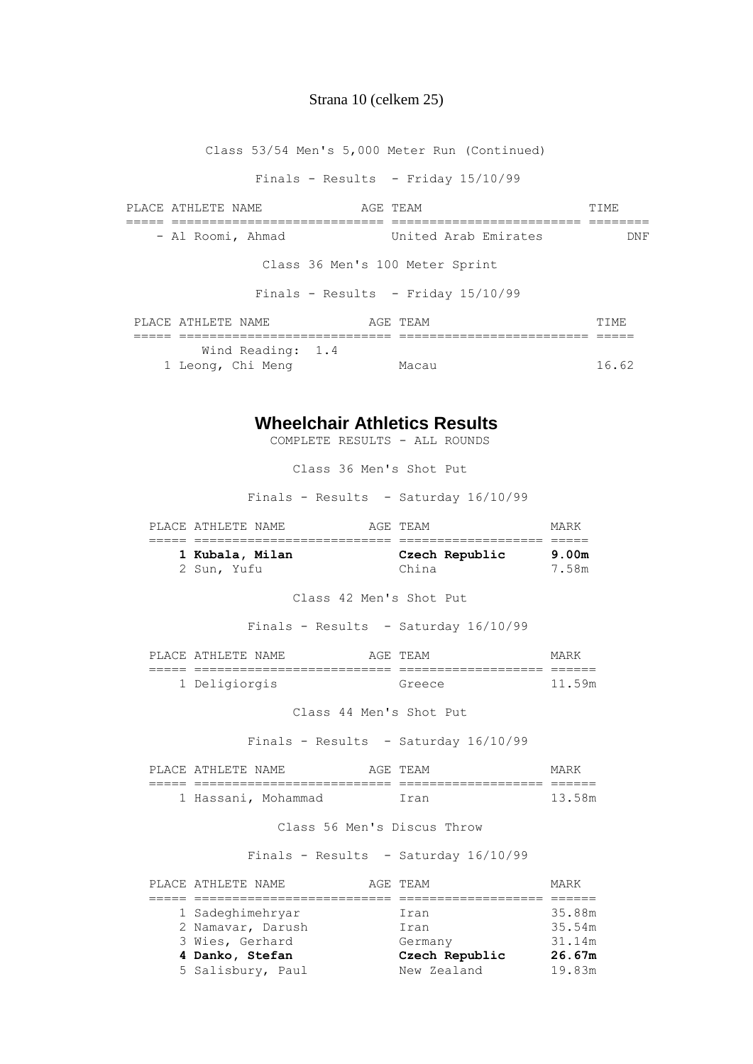Class 53/54 Men's 5,000 Meter Run (Continued)

Finals - Results - Friday 15/10/99

| PLACE | ATHLETE NAME | AGE | TEAM | TIME |
|---|---|---|---|---|
| - | Al Roomi, Ahmad | | United Arab Emirates | DNF |

Class 36 Men's 100 Meter Sprint

Finals - Results - Friday 15/10/99

Wind Reading: 1.4

| PLACE | ATHLETE NAME | AGE | TEAM | TIME |
|---|---|---|---|---|
| 1 | Leong, Chi Meng | | Macau | 16.62 |

## Wheelchair Athletics Results

COMPLETE RESULTS - ALL ROUNDS

Class 36 Men's Shot Put

Finals - Results - Saturday 16/10/99

| PLACE | ATHLETE NAME | AGE | TEAM | MARK |
|---|---|---|---|---|
| **1** | **Kubala, Milan** | | **Czech Republic** | **9.00m** |
| 2 | Sun, Yufu | | China | 7.58m |

Class 42 Men's Shot Put

Finals - Results - Saturday 16/10/99

| PLACE | ATHLETE NAME | AGE | TEAM | MARK |
|---|---|---|---|---|
| 1 | Deligiorgis | | Greece | 11.59m |

Class 44 Men's Shot Put

Finals - Results - Saturday 16/10/99

| PLACE | ATHLETE NAME | AGE | TEAM | MARK |
|---|---|---|---|---|
| 1 | Hassani, Mohammad | | Iran | 13.58m |

Class 56 Men's Discus Throw

Finals - Results - Saturday 16/10/99

| PLACE | ATHLETE NAME | AGE | TEAM | MARK |
|---|---|---|---|---|
| 1 | Sadeghimehryar | | Iran | 35.88m |
| 2 | Namavar, Darush | | Iran | 35.54m |
| 3 | Wies, Gerhard | | Germany | 31.14m |
| **4** | **Danko, Stefan** | | **Czech Republic** | **26.67m** |
| 5 | Salisbury, Paul | | New Zealand | 19.83m |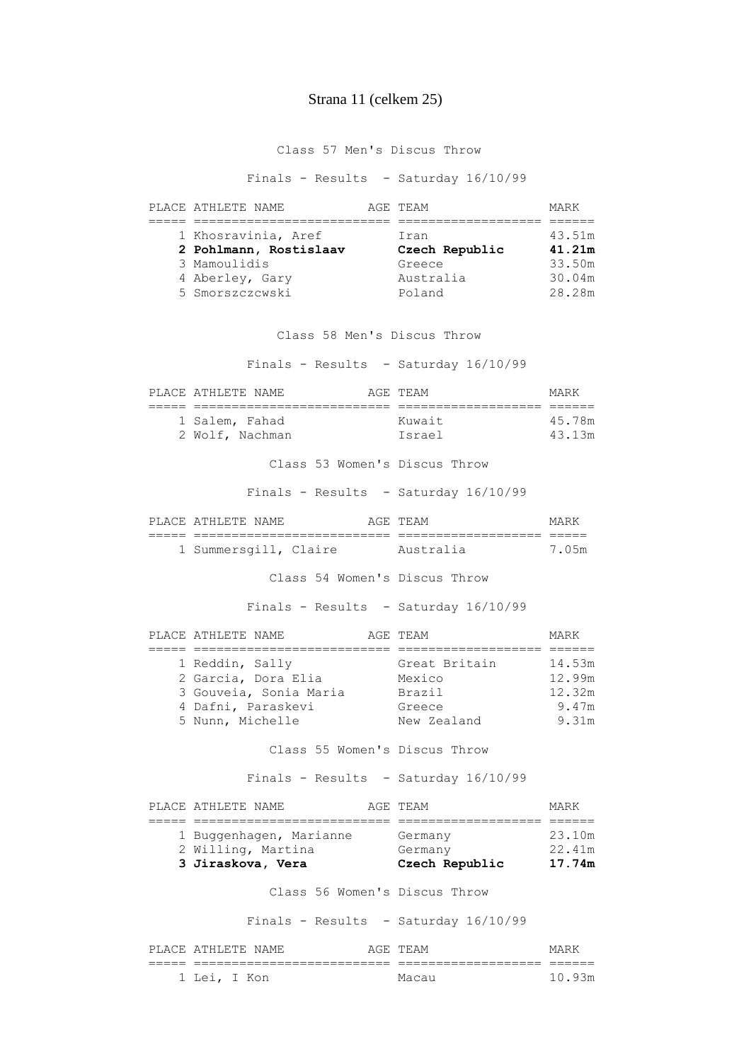Strana 11 (celkem 25)

Class 57 Men's Discus Throw

Finals - Results - Saturday 16/10/99

| PLACE | ATHLETE NAME | AGE | TEAM | MARK |
|---|---|---|---|---|
| 1 | Khosravinia, Aref | | Iran | 43.51m |
| **2** | **Pohlmann, Rostislaav** | | **Czech Republic** | **41.21m** |
| 3 | Mamoulidis | | Greece | 33.50m |
| 4 | Aberley, Gary | | Australia | 30.04m |
| 5 | Smorszczcwski | | Poland | 28.28m |

Class 58 Men's Discus Throw

Finals - Results - Saturday 16/10/99

| PLACE | ATHLETE NAME | AGE | TEAM | MARK |
|---|---|---|---|---|
| 1 | Salem, Fahad | | Kuwait | 45.78m |
| 2 | Wolf, Nachman | | Israel | 43.13m |

Class 53 Women's Discus Throw

Finals - Results - Saturday 16/10/99

| PLACE | ATHLETE NAME | AGE | TEAM | MARK |
|---|---|---|---|---|
| 1 | Summersgill, Claire | | Australia | 7.05m |

Class 54 Women's Discus Throw

Finals - Results - Saturday 16/10/99

| PLACE | ATHLETE NAME | AGE | TEAM | MARK |
|---|---|---|---|---|
| 1 | Reddin, Sally | | Great Britain | 14.53m |
| 2 | Garcia, Dora Elia | | Mexico | 12.99m |
| 3 | Gouveia, Sonia Maria | | Brazil | 12.32m |
| 4 | Dafni, Paraskevi | | Greece | 9.47m |
| 5 | Nunn, Michelle | | New Zealand | 9.31m |

Class 55 Women's Discus Throw

Finals - Results - Saturday 16/10/99

| PLACE | ATHLETE NAME | AGE | TEAM | MARK |
|---|---|---|---|---|
| 1 | Buggenhagen, Marianne | | Germany | 23.10m |
| 2 | Willing, Martina | | Germany | 22.41m |
| **3** | **Jiraskova, Vera** | | **Czech Republic** | **17.74m** |

Class 56 Women's Discus Throw

Finals - Results - Saturday 16/10/99

| PLACE | ATHLETE NAME | AGE | TEAM | MARK |
|---|---|---|---|---|
| 1 | Lei, I Kon | | Macau | 10.93m |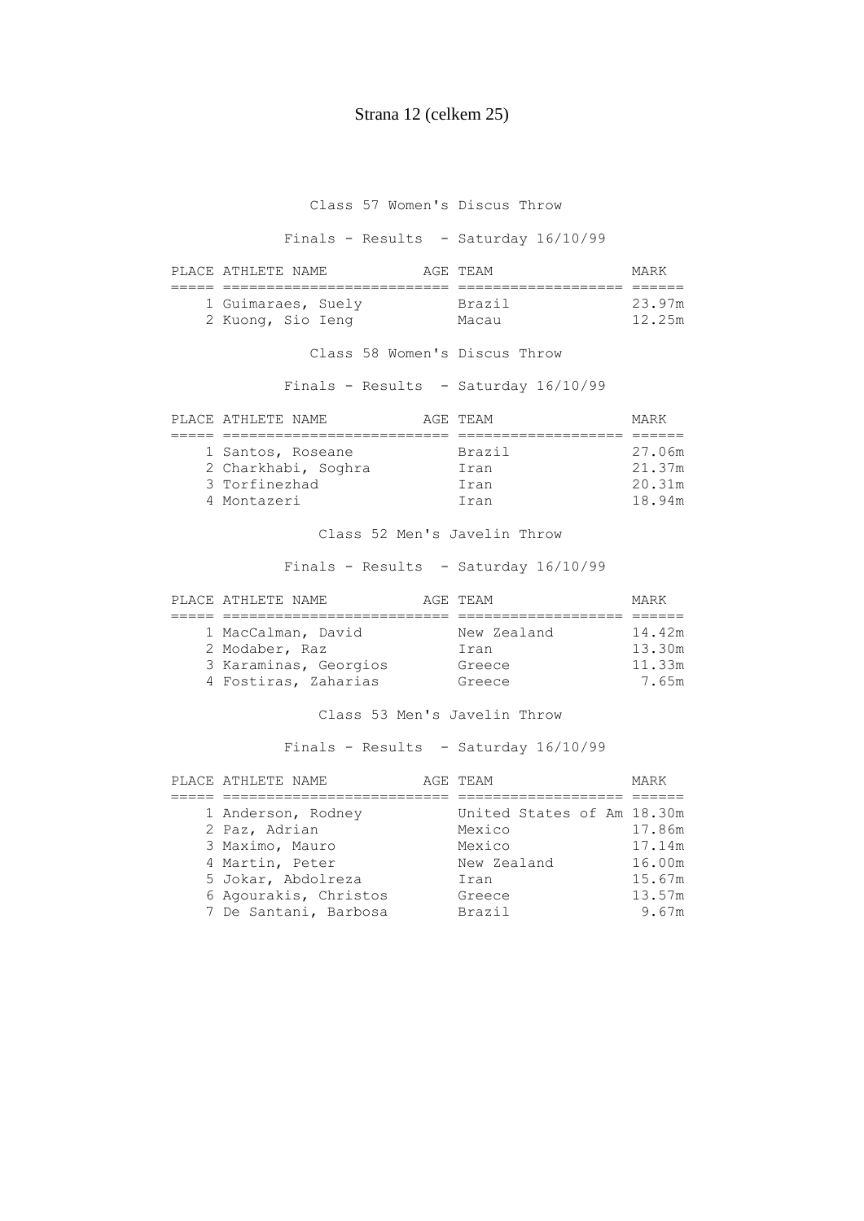## Class 57 Women's Discus Throw

Finals - Results - Saturday 16/10/99

| PLACE | ATHLETE NAME | AGE | TEAM | MARK |
|---|---|---|---|---|
| 1 | Guimaraes, Suely | | Brazil | 23.97m |
| 2 | Kuong, Sio Ieng | | Macau | 12.25m |

## Class 58 Women's Discus Throw

Finals - Results - Saturday 16/10/99

| PLACE | ATHLETE NAME | AGE | TEAM | MARK |
|---|---|---|---|---|
| 1 | Santos, Roseane | | Brazil | 27.06m |
| 2 | Charkhabi, Soghra | | Iran | 21.37m |
| 3 | Torfinezhad | | Iran | 20.31m |
| 4 | Montazeri | | Iran | 18.94m |

## Class 52 Men's Javelin Throw

Finals - Results - Saturday 16/10/99

| PLACE | ATHLETE NAME | AGE | TEAM | MARK |
|---|---|---|---|---|
| 1 | MacCalman, David | | New Zealand | 14.42m |
| 2 | Modaber, Raz | | Iran | 13.30m |
| 3 | Karaminas, Georgios | | Greece | 11.33m |
| 4 | Fostiras, Zaharias | | Greece | 7.65m |

## Class 53 Men's Javelin Throw

Finals - Results - Saturday 16/10/99

| PLACE | ATHLETE NAME | AGE | TEAM | MARK |
|---|---|---|---|---|
| 1 | Anderson, Rodney | | United States of Am | 18.30m |
| 2 | Paz, Adrian | | Mexico | 17.86m |
| 3 | Maximo, Mauro | | Mexico | 17.14m |
| 4 | Martin, Peter | | New Zealand | 16.00m |
| 5 | Jokar, Abdolreza | | Iran | 15.67m |
| 6 | Agourakis, Christos | | Greece | 13.57m |
| 7 | De Santani, Barbosa | | Brazil | 9.67m |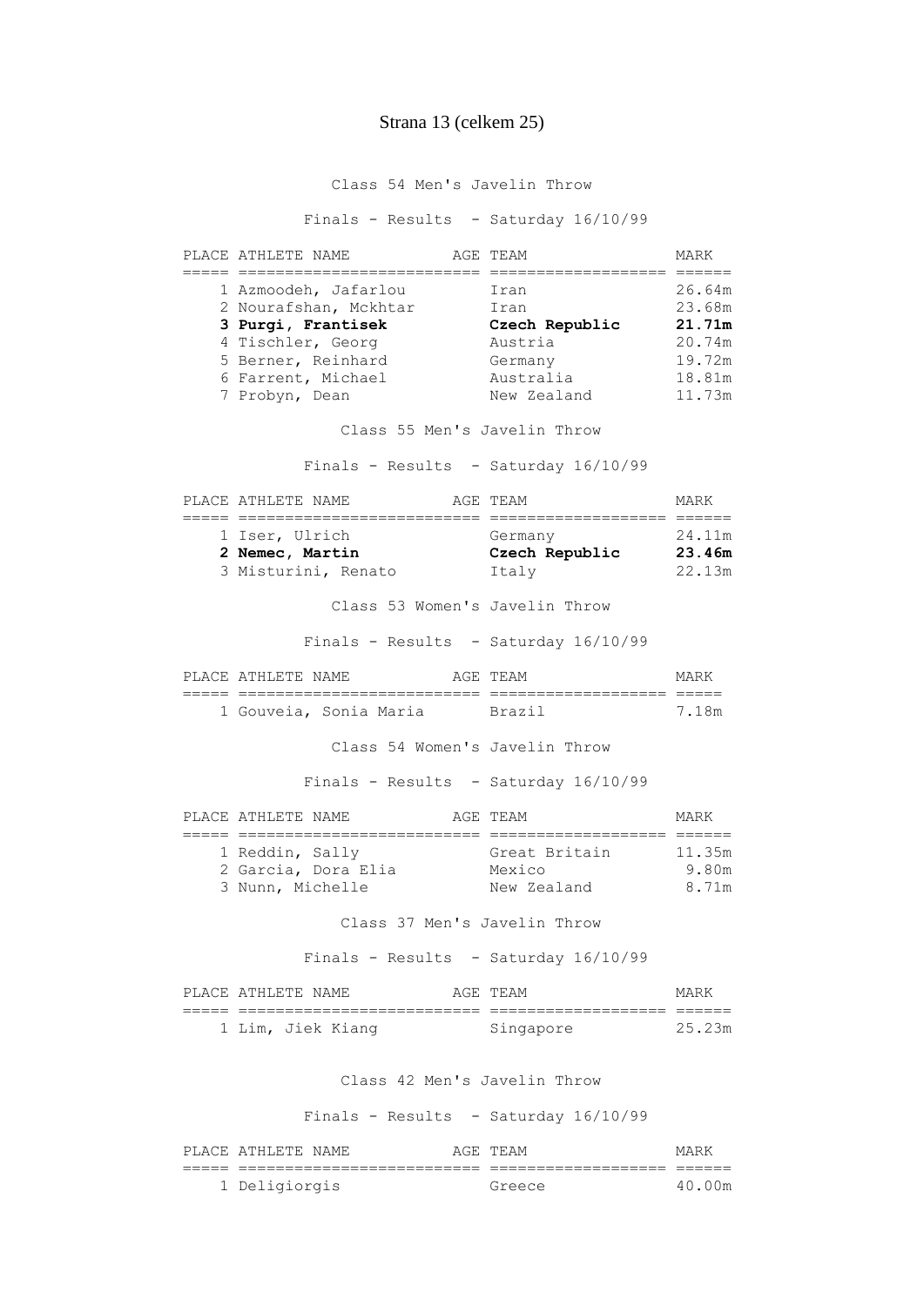Class 54 Men's Javelin Throw

Finals - Results - Saturday 16/10/99

| PLACE | ATHLETE NAME | AGE | TEAM | MARK |
|---|---|---|---|---|
| 1 | Azmoodeh, Jafarlou | | Iran | 26.64m |
| 2 | Nourafshan, Mckhtar | | Iran | 23.68m |
| **3** | **Purgi, Frantisek** | | **Czech Republic** | **21.71m** |
| 4 | Tischler, Georg | | Austria | 20.74m |
| 5 | Berner, Reinhard | | Germany | 19.72m |
| 6 | Farrent, Michael | | Australia | 18.81m |
| 7 | Probyn, Dean | | New Zealand | 11.73m |

Class 55 Men's Javelin Throw

Finals - Results - Saturday 16/10/99

| PLACE | ATHLETE NAME | AGE | TEAM | MARK |
|---|---|---|---|---|
| 1 | Iser, Ulrich | | Germany | 24.11m |
| **2** | **Nemec, Martin** | | **Czech Republic** | **23.46m** |
| 3 | Misturini, Renato | | Italy | 22.13m |

Class 53 Women's Javelin Throw

Finals - Results - Saturday 16/10/99

| PLACE | ATHLETE NAME | AGE | TEAM | MARK |
|---|---|---|---|---|
| 1 | Gouveia, Sonia Maria | | Brazil | 7.18m |

Class 54 Women's Javelin Throw

Finals - Results - Saturday 16/10/99

| PLACE | ATHLETE NAME | AGE | TEAM | MARK |
|---|---|---|---|---|
| 1 | Reddin, Sally | | Great Britain | 11.35m |
| 2 | Garcia, Dora Elia | | Mexico | 9.80m |
| 3 | Nunn, Michelle | | New Zealand | 8.71m |

Class 37 Men's Javelin Throw

Finals - Results - Saturday 16/10/99

| PLACE | ATHLETE NAME | AGE | TEAM | MARK |
|---|---|---|---|---|
| 1 | Lim, Jiek Kiang | | Singapore | 25.23m |

Class 42 Men's Javelin Throw

Finals - Results - Saturday 16/10/99

| PLACE | ATHLETE NAME | AGE | TEAM | MARK |
|---|---|---|---|---|
| 1 | Deligiorgis | | Greece | 40.00m |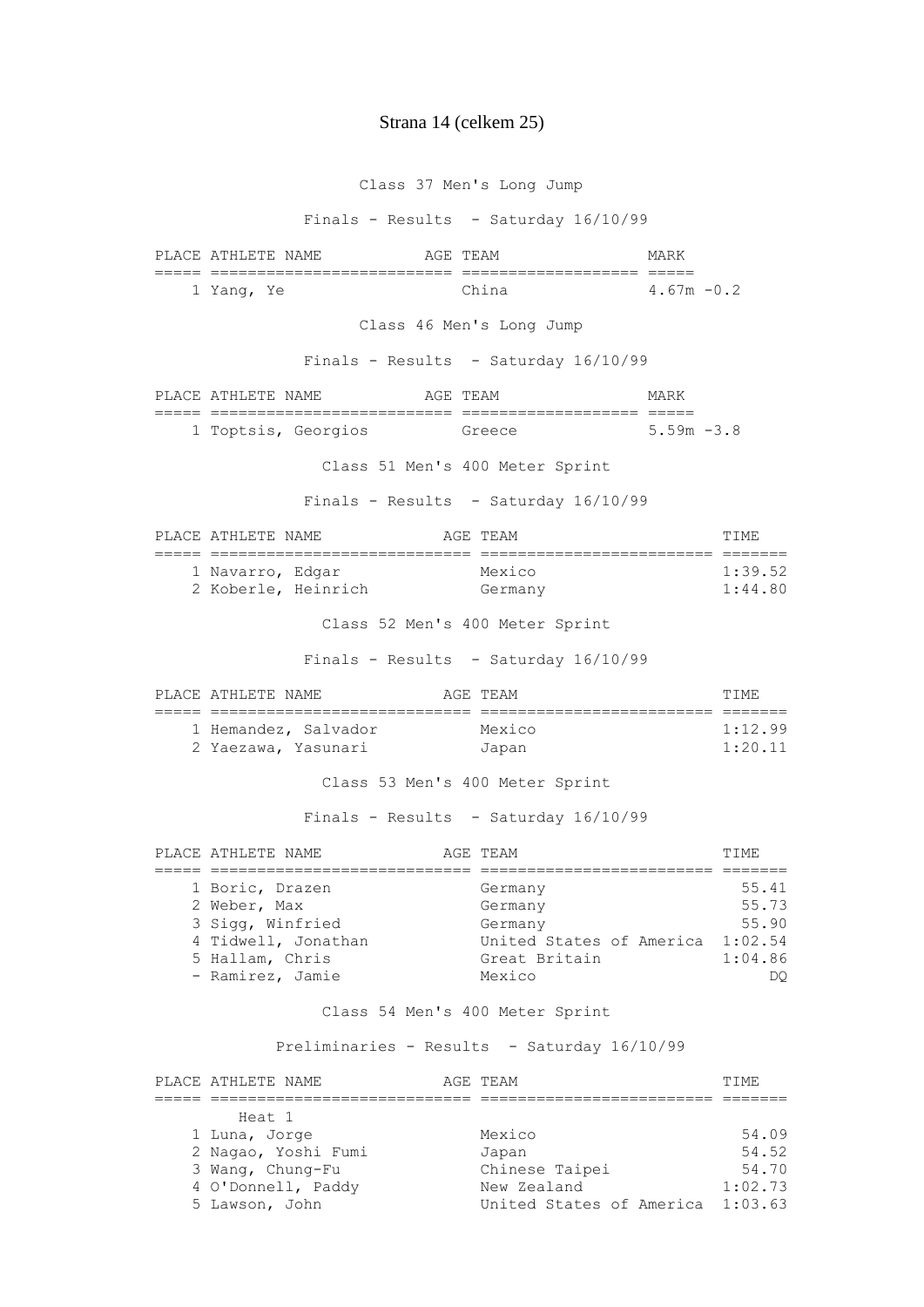### Class 37 Men's Long Jump

Finals - Results - Saturday 16/10/99

| PLACE | ATHLETE NAME | AGE | TEAM | MARK |
|---|---|---|---|---|
| 1 | Yang, Ye | | China | 4.67m -0.2 |

### Class 46 Men's Long Jump

Finals - Results - Saturday 16/10/99

| PLACE | ATHLETE NAME | AGE | TEAM | MARK |
|---|---|---|---|---|
| 1 | Toptsis, Georgios | | Greece | 5.59m -3.8 |

### Class 51 Men's 400 Meter Sprint

Finals - Results - Saturday 16/10/99

| PLACE | ATHLETE NAME | AGE | TEAM | TIME |
|---|---|---|---|---|
| 1 | Navarro, Edgar | | Mexico | 1:39.52 |
| 2 | Koberle, Heinrich | | Germany | 1:44.80 |

### Class 52 Men's 400 Meter Sprint

Finals - Results - Saturday 16/10/99

| PLACE | ATHLETE NAME | AGE | TEAM | TIME |
|---|---|---|---|---|
| 1 | Hemandez, Salvador | | Mexico | 1:12.99 |
| 2 | Yaezawa, Yasunari | | Japan | 1:20.11 |

### Class 53 Men's 400 Meter Sprint

Finals - Results - Saturday 16/10/99

| PLACE | ATHLETE NAME | AGE | TEAM | TIME |
|---|---|---|---|---|
| 1 | Boric, Drazen | | Germany | 55.41 |
| 2 | Weber, Max | | Germany | 55.73 |
| 3 | Sigg, Winfried | | Germany | 55.90 |
| 4 | Tidwell, Jonathan | | United States of America | 1:02.54 |
| 5 | Hallam, Chris | | Great Britain | 1:04.86 |
| - | Ramirez, Jamie | | Mexico | DQ |

### Class 54 Men's 400 Meter Sprint

Preliminaries - Results - Saturday 16/10/99

| PLACE | ATHLETE NAME | AGE | TEAM | TIME |
|---|---|---|---|---|
| | Heat 1 | | | |
| 1 | Luna, Jorge | | Mexico | 54.09 |
| 2 | Nagao, Yoshi Fumi | | Japan | 54.52 |
| 3 | Wang, Chung-Fu | | Chinese Taipei | 54.70 |
| 4 | O'Donnell, Paddy | | New Zealand | 1:02.73 |
| 5 | Lawson, John | | United States of America | 1:03.63 |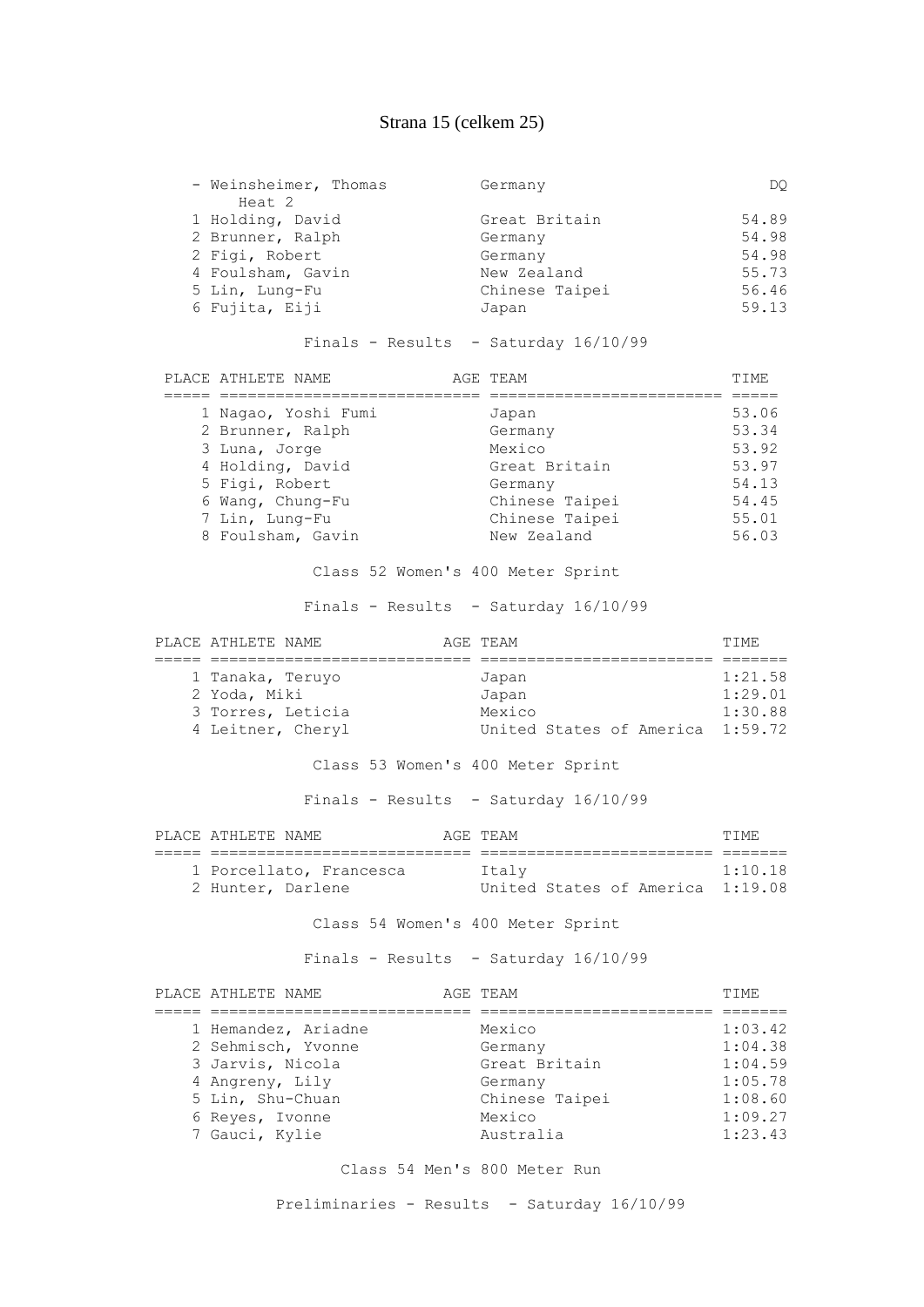| | | | |
|---|---|---|---|
| - | Weinsheimer, Thomas | Germany | DQ |
| | Heat 2 | | |
| 1 | Holding, David | Great Britain | 54.89 |
| 2 | Brunner, Ralph | Germany | 54.98 |
| 2 | Figi, Robert | Germany | 54.98 |
| 4 | Foulsham, Gavin | New Zealand | 55.73 |
| 5 | Lin, Lung-Fu | Chinese Taipei | 56.46 |
| 6 | Fujita, Eiji | Japan | 59.13 |

Finals - Results - Saturday 16/10/99

| PLACE | ATHLETE NAME | AGE | TEAM | TIME |
|---|---|---|---|---|
| 1 | Nagao, Yoshi Fumi | | Japan | 53.06 |
| 2 | Brunner, Ralph | | Germany | 53.34 |
| 3 | Luna, Jorge | | Mexico | 53.92 |
| 4 | Holding, David | | Great Britain | 53.97 |
| 5 | Figi, Robert | | Germany | 54.13 |
| 6 | Wang, Chung-Fu | | Chinese Taipei | 54.45 |
| 7 | Lin, Lung-Fu | | Chinese Taipei | 55.01 |
| 8 | Foulsham, Gavin | | New Zealand | 56.03 |

Class 52 Women's 400 Meter Sprint

Finals - Results - Saturday 16/10/99

| PLACE | ATHLETE NAME | AGE | TEAM | TIME |
|---|---|---|---|---|
| 1 | Tanaka, Teruyo | | Japan | 1:21.58 |
| 2 | Yoda, Miki | | Japan | 1:29.01 |
| 3 | Torres, Leticia | | Mexico | 1:30.88 |
| 4 | Leitner, Cheryl | | United States of America | 1:59.72 |

Class 53 Women's 400 Meter Sprint

Finals - Results - Saturday 16/10/99

| PLACE | ATHLETE NAME | AGE | TEAM | TIME |
|---|---|---|---|---|
| 1 | Porcellato, Francesca | | Italy | 1:10.18 |
| 2 | Hunter, Darlene | | United States of America | 1:19.08 |

Class 54 Women's 400 Meter Sprint

Finals - Results - Saturday 16/10/99

| PLACE | ATHLETE NAME | AGE | TEAM | TIME |
|---|---|---|---|---|
| 1 | Hemandez, Ariadne | | Mexico | 1:03.42 |
| 2 | Sehmisch, Yvonne | | Germany | 1:04.38 |
| 3 | Jarvis, Nicola | | Great Britain | 1:04.59 |
| 4 | Angreny, Lily | | Germany | 1:05.78 |
| 5 | Lin, Shu-Chuan | | Chinese Taipei | 1:08.60 |
| 6 | Reyes, Ivonne | | Mexico | 1:09.27 |
| 7 | Gauci, Kylie | | Australia | 1:23.43 |

Class 54 Men's 800 Meter Run

Preliminaries - Results - Saturday 16/10/99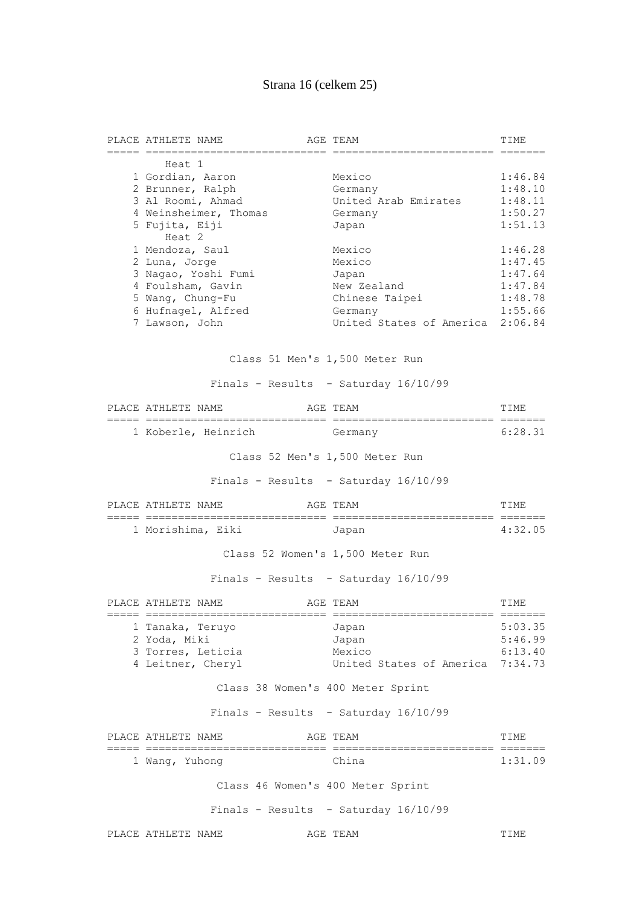| PLACE | ATHLETE NAME | AGE | TEAM | TIME |
|---|---|---|---|---|
| | Heat 1 | | | |
| 1 | Gordian, Aaron | | Mexico | 1:46.84 |
| 2 | Brunner, Ralph | | Germany | 1:48.10 |
| 3 | Al Roomi, Ahmad | | United Arab Emirates | 1:48.11 |
| 4 | Weinsheimer, Thomas | | Germany | 1:50.27 |
| 5 | Fujita, Eiji | | Japan | 1:51.13 |
| | Heat 2 | | | |
| 1 | Mendoza, Saul | | Mexico | 1:46.28 |
| 2 | Luna, Jorge | | Mexico | 1:47.45 |
| 3 | Nagao, Yoshi Fumi | | Japan | 1:47.64 |
| 4 | Foulsham, Gavin | | New Zealand | 1:47.84 |
| 5 | Wang, Chung-Fu | | Chinese Taipei | 1:48.78 |
| 6 | Hufnagel, Alfred | | Germany | 1:55.66 |
| 7 | Lawson, John | | United States of America | 2:06.84 |

## Class 51 Men's 1,500 Meter Run

Finals - Results - Saturday 16/10/99

| PLACE | ATHLETE NAME | AGE | TEAM | TIME |
|---|---|---|---|---|
| 1 | Koberle, Heinrich | | Germany | 6:28.31 |

## Class 52 Men's 1,500 Meter Run

Finals - Results - Saturday 16/10/99

| PLACE | ATHLETE NAME | AGE | TEAM | TIME |
|---|---|---|---|---|
| 1 | Morishima, Eiki | | Japan | 4:32.05 |

## Class 52 Women's 1,500 Meter Run

Finals - Results - Saturday 16/10/99

| PLACE | ATHLETE NAME | AGE | TEAM | TIME |
|---|---|---|---|---|
| 1 | Tanaka, Teruyo | | Japan | 5:03.35 |
| 2 | Yoda, Miki | | Japan | 5:46.99 |
| 3 | Torres, Leticia | | Mexico | 6:13.40 |
| 4 | Leitner, Cheryl | | United States of America | 7:34.73 |

## Class 38 Women's 400 Meter Sprint

Finals - Results - Saturday 16/10/99

| PLACE | ATHLETE NAME | AGE | TEAM | TIME |
|---|---|---|---|---|
| 1 | Wang, Yuhong | | China | 1:31.09 |

## Class 46 Women's 400 Meter Sprint

Finals - Results - Saturday 16/10/99

| PLACE | ATHLETE NAME | AGE | TEAM | TIME |
|---|---|---|---|---|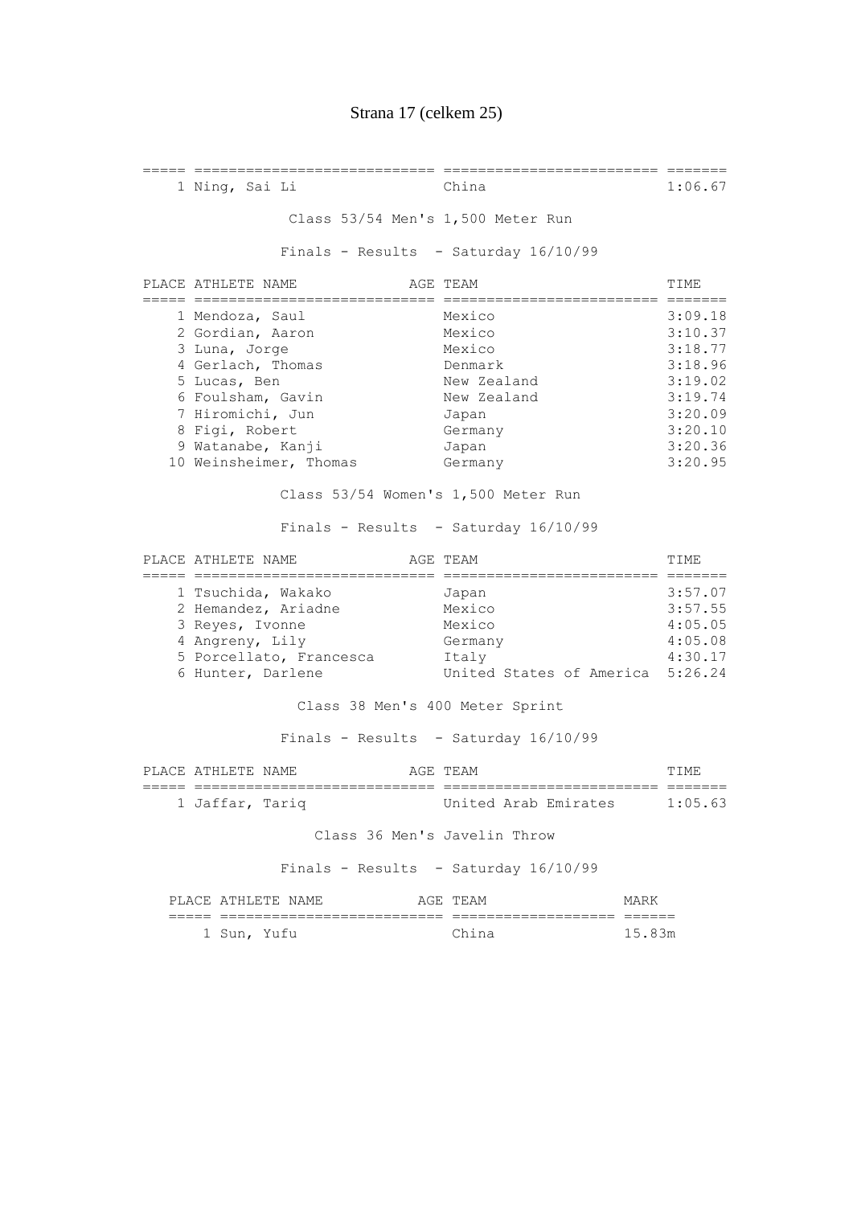| PLACE | ATHLETE NAME | AGE | TEAM | TIME |
|---|---|---|---|---|
| 1 | Ning, Sai Li | | China | 1:06.67 |

Class 53/54 Men's 1,500 Meter Run

Finals - Results - Saturday 16/10/99

| PLACE | ATHLETE NAME | AGE | TEAM | TIME |
|---|---|---|---|---|
| 1 | Mendoza, Saul | | Mexico | 3:09.18 |
| 2 | Gordian, Aaron | | Mexico | 3:10.37 |
| 3 | Luna, Jorge | | Mexico | 3:18.77 |
| 4 | Gerlach, Thomas | | Denmark | 3:18.96 |
| 5 | Lucas, Ben | | New Zealand | 3:19.02 |
| 6 | Foulsham, Gavin | | New Zealand | 3:19.74 |
| 7 | Hiromichi, Jun | | Japan | 3:20.09 |
| 8 | Figi, Robert | | Germany | 3:20.10 |
| 9 | Watanabe, Kanji | | Japan | 3:20.36 |
| 10 | Weinsheimer, Thomas | | Germany | 3:20.95 |

Class 53/54 Women's 1,500 Meter Run

Finals - Results - Saturday 16/10/99

| PLACE | ATHLETE NAME | AGE | TEAM | TIME |
|---|---|---|---|---|
| 1 | Tsuchida, Wakako | | Japan | 3:57.07 |
| 2 | Hemandez, Ariadne | | Mexico | 3:57.55 |
| 3 | Reyes, Ivonne | | Mexico | 4:05.05 |
| 4 | Angreny, Lily | | Germany | 4:05.08 |
| 5 | Porcellato, Francesca | | Italy | 4:30.17 |
| 6 | Hunter, Darlene | | United States of America | 5:26.24 |

Class 38 Men's 400 Meter Sprint

Finals - Results - Saturday 16/10/99

| PLACE | ATHLETE NAME | AGE | TEAM | TIME |
|---|---|---|---|---|
| 1 | Jaffar, Tariq | | United Arab Emirates | 1:05.63 |

Class 36 Men's Javelin Throw

Finals - Results - Saturday 16/10/99

| PLACE | ATHLETE NAME | AGE | TEAM | MARK |
|---|---|---|---|---|
| 1 | Sun, Yufu | | China | 15.83m |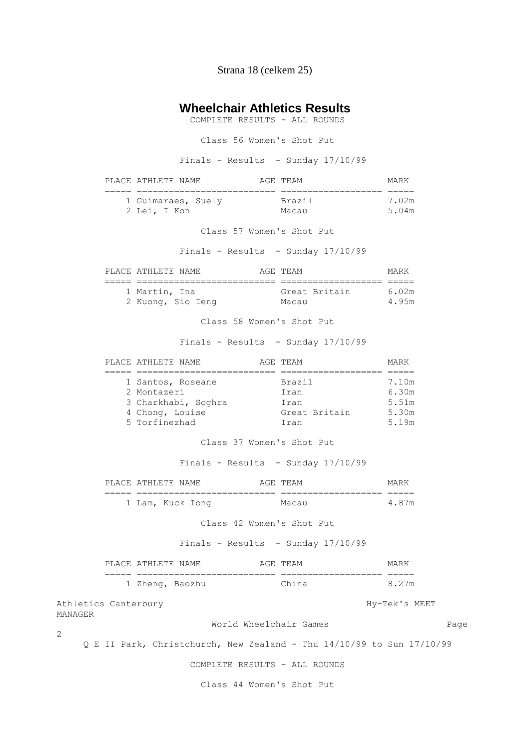# Wheelchair Athletics Results

COMPLETE RESULTS - ALL ROUNDS

### Class 56 Women's Shot Put

Finals - Results - Sunday 17/10/99

| PLACE | ATHLETE NAME | AGE | TEAM | MARK |
|---|---|---|---|---|
| 1 | Guimaraes, Suely | | Brazil | 7.02m |
| 2 | Lei, I Kon | | Macau | 5.04m |

### Class 57 Women's Shot Put

Finals - Results - Sunday 17/10/99

| PLACE | ATHLETE NAME | AGE | TEAM | MARK |
|---|---|---|---|---|
| 1 | Martin, Ina | | Great Britain | 6.02m |
| 2 | Kuong, Sio Ieng | | Macau | 4.95m |

### Class 58 Women's Shot Put

Finals - Results - Sunday 17/10/99

| PLACE | ATHLETE NAME | AGE | TEAM | MARK |
|---|---|---|---|---|
| 1 | Santos, Roseane | | Brazil | 7.10m |
| 2 | Montazeri | | Iran | 6.30m |
| 3 | Charkhabi, Soghra | | Iran | 5.51m |
| 4 | Chong, Louise | | Great Britain | 5.30m |
| 5 | Torfinezhad | | Iran | 5.19m |

### Class 37 Women's Shot Put

Finals - Results - Sunday 17/10/99

| PLACE | ATHLETE NAME | AGE | TEAM | MARK |
|---|---|---|---|---|
| 1 | Lam, Kuck Iong | | Macau | 4.87m |

### Class 42 Women's Shot Put

Finals - Results - Sunday 17/10/99

| PLACE | ATHLETE NAME | AGE | TEAM | MARK |
|---|---|---|---|---|
| 1 | Zheng, Baozhu | | China | 8.27m |

Athletics Canterbury — Hy-Tek's MEET MANAGER

World Wheelchair Games

Q E II Park, Christchurch, New Zealand - Thu 14/10/99 to Sun 17/10/99

COMPLETE RESULTS - ALL ROUNDS

### Class 44 Women's Shot Put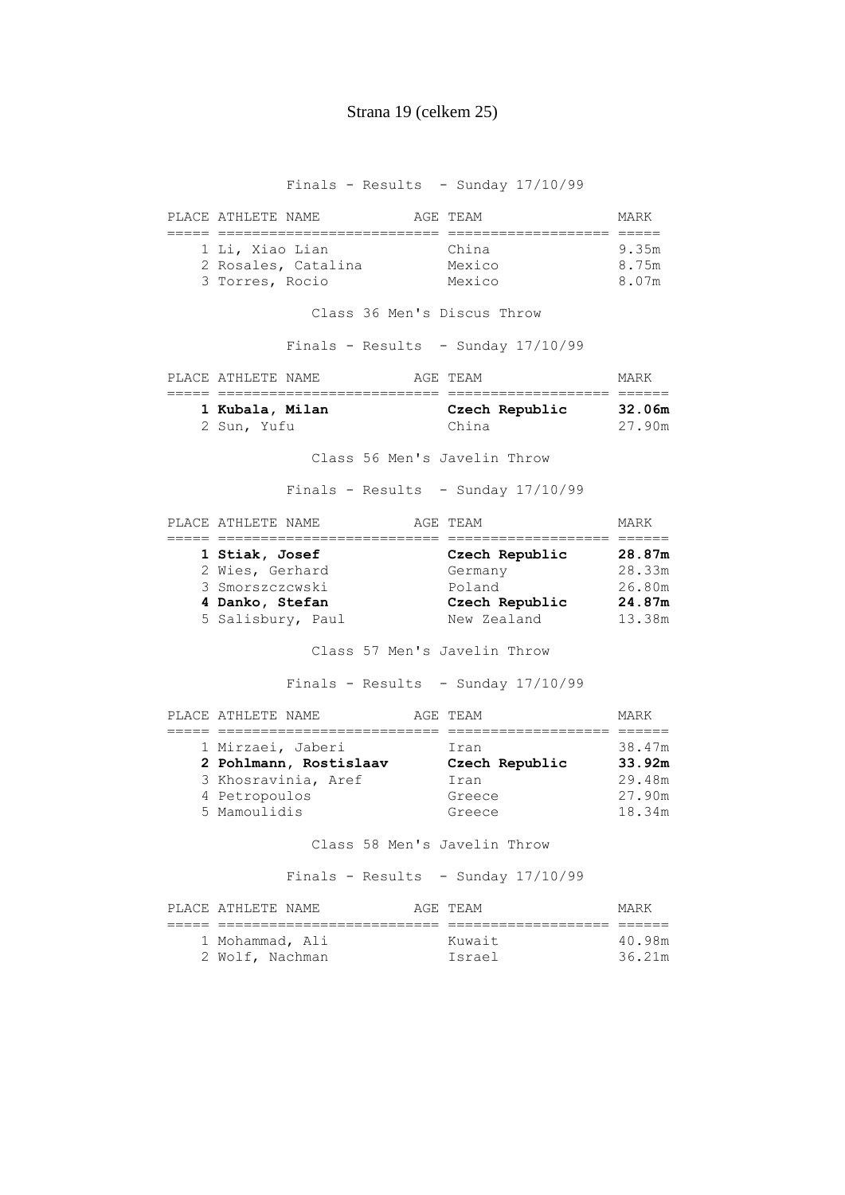Finals - Results - Sunday 17/10/99

| PLACE | ATHLETE NAME | AGE | TEAM | MARK |
| --- | --- | --- | --- | --- |
| 1 | Li, Xiao Lian | | China | 9.35m |
| 2 | Rosales, Catalina | | Mexico | 8.75m |
| 3 | Torres, Rocio | | Mexico | 8.07m |

Class 36 Men's Discus Throw

Finals - Results - Sunday 17/10/99

| PLACE | ATHLETE NAME | AGE | TEAM | MARK |
| --- | --- | --- | --- | --- |
| **1** | **Kubala, Milan** | | **Czech Republic** | **32.06m** |
| 2 | Sun, Yufu | | China | 27.90m |

Class 56 Men's Javelin Throw

Finals - Results - Sunday 17/10/99

| PLACE | ATHLETE NAME | AGE | TEAM | MARK |
| --- | --- | --- | --- | --- |
| **1** | **Stiak, Josef** | | **Czech Republic** | **28.87m** |
| 2 | Wies, Gerhard | | Germany | 28.33m |
| 3 | Smorszczcwski | | Poland | 26.80m |
| **4** | **Danko, Stefan** | | **Czech Republic** | **24.87m** |
| 5 | Salisbury, Paul | | New Zealand | 13.38m |

Class 57 Men's Javelin Throw

Finals - Results - Sunday 17/10/99

| PLACE | ATHLETE NAME | AGE | TEAM | MARK |
| --- | --- | --- | --- | --- |
| 1 | Mirzaei, Jaberi | | Iran | 38.47m |
| **2** | **Pohlmann, Rostislaav** | | **Czech Republic** | **33.92m** |
| 3 | Khosravinia, Aref | | Iran | 29.48m |
| 4 | Petropoulos | | Greece | 27.90m |
| 5 | Mamoulidis | | Greece | 18.34m |

Class 58 Men's Javelin Throw

Finals - Results - Sunday 17/10/99

| PLACE | ATHLETE NAME | AGE | TEAM | MARK |
| --- | --- | --- | --- | --- |
| 1 | Mohammad, Ali | | Kuwait | 40.98m |
| 2 | Wolf, Nachman | | Israel | 36.21m |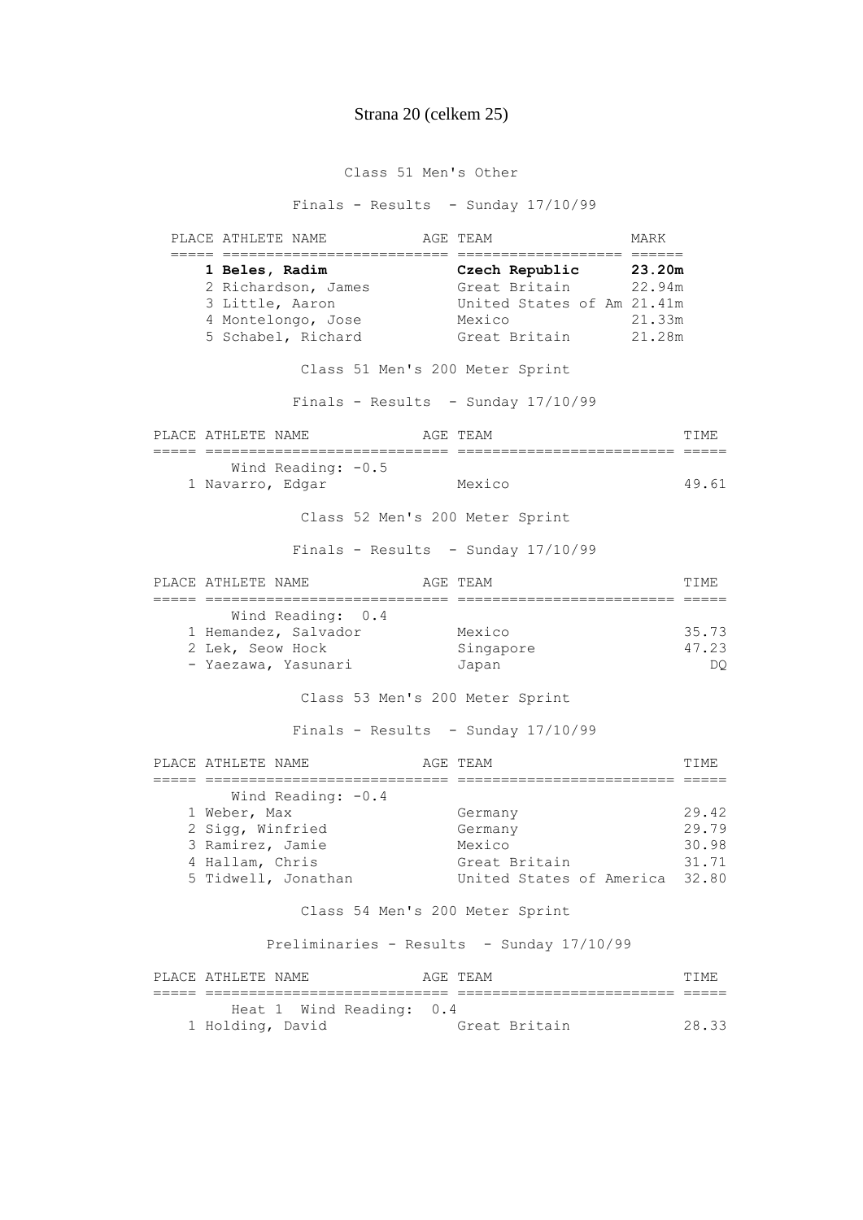### Class 51 Men's Other

Finals - Results - Sunday 17/10/99

| PLACE | ATHLETE NAME | AGE | TEAM | MARK |
|---|---|---|---|---|
| **1** | **Beles, Radim** | | **Czech Republic** | **23.20m** |
| 2 | Richardson, James | | Great Britain | 22.94m |
| 3 | Little, Aaron | | United States of Am | 21.41m |
| 4 | Montelongo, Jose | | Mexico | 21.33m |
| 5 | Schabel, Richard | | Great Britain | 21.28m |

### Class 51 Men's 200 Meter Sprint

Finals - Results - Sunday 17/10/99

| PLACE | ATHLETE NAME | AGE | TEAM | TIME |
|---|---|---|---|---|
| | Wind Reading: -0.5 | | | |
| 1 | Navarro, Edgar | | Mexico | 49.61 |

### Class 52 Men's 200 Meter Sprint

Finals - Results - Sunday 17/10/99

| PLACE | ATHLETE NAME | AGE | TEAM | TIME |
|---|---|---|---|---|
| | Wind Reading: 0.4 | | | |
| 1 | Hemandez, Salvador | | Mexico | 35.73 |
| 2 | Lek, Seow Hock | | Singapore | 47.23 |
| - | Yaezawa, Yasunari | | Japan | DQ |

### Class 53 Men's 200 Meter Sprint

Finals - Results - Sunday 17/10/99

| PLACE | ATHLETE NAME | AGE | TEAM | TIME |
|---|---|---|---|---|
| | Wind Reading: -0.4 | | | |
| 1 | Weber, Max | | Germany | 29.42 |
| 2 | Sigg, Winfried | | Germany | 29.79 |
| 3 | Ramirez, Jamie | | Mexico | 30.98 |
| 4 | Hallam, Chris | | Great Britain | 31.71 |
| 5 | Tidwell, Jonathan | | United States of America | 32.80 |

### Class 54 Men's 200 Meter Sprint

Preliminaries - Results - Sunday 17/10/99

| PLACE | ATHLETE NAME | AGE | TEAM | TIME |
|---|---|---|---|---|
| | Heat 1 Wind Reading: 0.4 | | | |
| 1 | Holding, David | | Great Britain | 28.33 |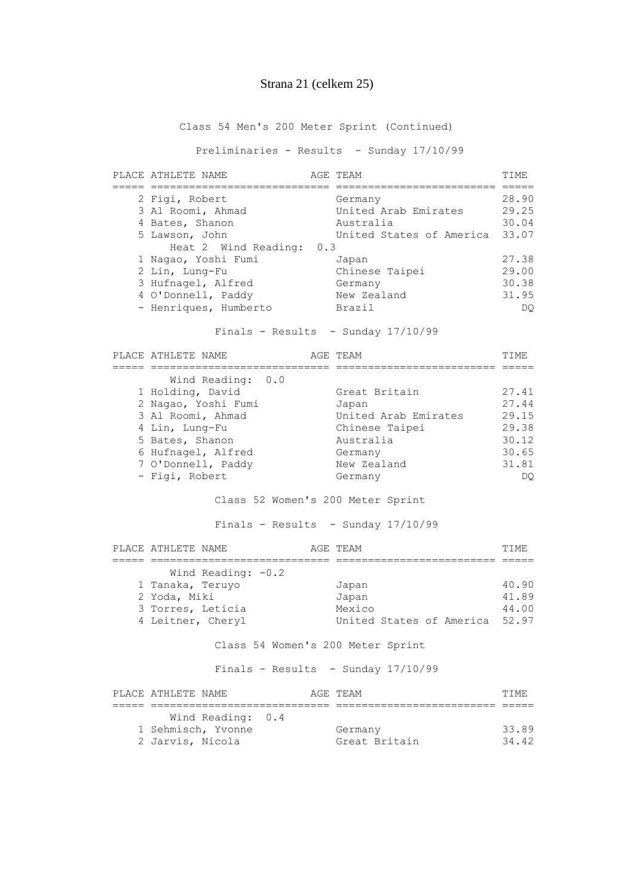Class 54 Men's 200 Meter Sprint (Continued)

Preliminaries - Results - Sunday 17/10/99

| PLACE | ATHLETE NAME | AGE | TEAM | TIME |
|---|---|---|---|---|
| 2 | Figi, Robert | | Germany | 28.90 |
| 3 | Al Roomi, Ahmad | | United Arab Emirates | 29.25 |
| 4 | Bates, Shanon | | Australia | 30.04 |
| 5 | Lawson, John | | United States of America | 33.07 |
| | Heat 2 Wind Reading: 0.3 | | | |
| 1 | Nagao, Yoshi Fumi | | Japan | 27.38 |
| 2 | Lin, Lung-Fu | | Chinese Taipei | 29.00 |
| 3 | Hufnagel, Alfred | | Germany | 30.38 |
| 4 | O'Donnell, Paddy | | New Zealand | 31.95 |
| - | Henriques, Humberto | | Brazil | DQ |

Finals - Results - Sunday 17/10/99

| PLACE | ATHLETE NAME | AGE | TEAM | TIME |
|---|---|---|---|---|
| | Wind Reading: 0.0 | | | |
| 1 | Holding, David | | Great Britain | 27.41 |
| 2 | Nagao, Yoshi Fumi | | Japan | 27.44 |
| 3 | Al Roomi, Ahmad | | United Arab Emirates | 29.15 |
| 4 | Lin, Lung-Fu | | Chinese Taipei | 29.38 |
| 5 | Bates, Shanon | | Australia | 30.12 |
| 6 | Hufnagel, Alfred | | Germany | 30.65 |
| 7 | O'Donnell, Paddy | | New Zealand | 31.81 |
| - | Figi, Robert | | Germany | DQ |

Class 52 Women's 200 Meter Sprint

Finals - Results - Sunday 17/10/99

| PLACE | ATHLETE NAME | AGE | TEAM | TIME |
|---|---|---|---|---|
| | Wind Reading: -0.2 | | | |
| 1 | Tanaka, Teruyo | | Japan | 40.90 |
| 2 | Yoda, Miki | | Japan | 41.89 |
| 3 | Torres, Leticia | | Mexico | 44.00 |
| 4 | Leitner, Cheryl | | United States of America | 52.97 |

Class 54 Women's 200 Meter Sprint

Finals - Results - Sunday 17/10/99

| PLACE | ATHLETE NAME | AGE | TEAM | TIME |
|---|---|---|---|---|
| | Wind Reading: 0.4 | | | |
| 1 | Sehmisch, Yvonne | | Germany | 33.89 |
| 2 | Jarvis, Nicola | | Great Britain | 34.42 |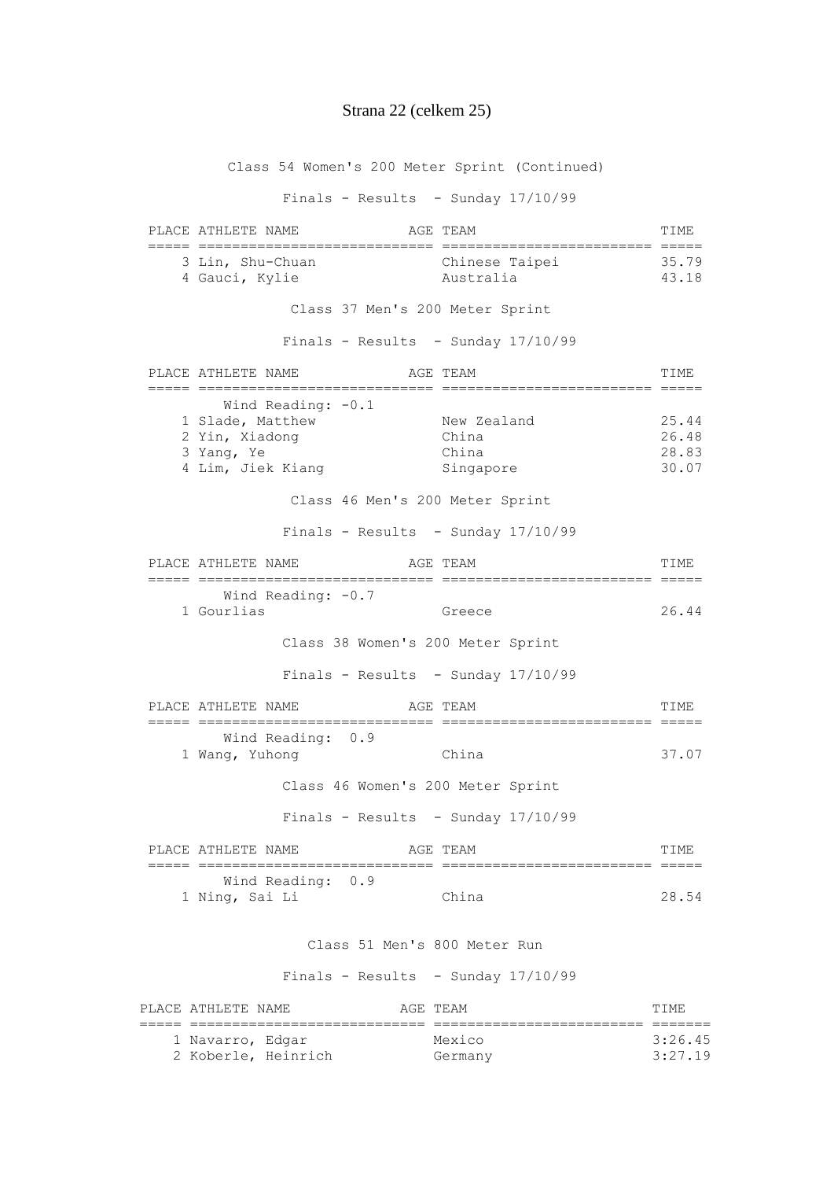Class 54 Women's 200 Meter Sprint (Continued)

Finals - Results - Sunday 17/10/99

| PLACE | ATHLETE NAME | AGE | TEAM | TIME |
|---|---|---|---|---|
| 3 | Lin, Shu-Chuan | | Chinese Taipei | 35.79 |
| 4 | Gauci, Kylie | | Australia | 43.18 |

Class 37 Men's 200 Meter Sprint

Finals - Results - Sunday 17/10/99

| PLACE | ATHLETE NAME | AGE | TEAM | TIME |
|---|---|---|---|---|
| | Wind Reading: -0.1 | | | |
| 1 | Slade, Matthew | | New Zealand | 25.44 |
| 2 | Yin, Xiadong | | China | 26.48 |
| 3 | Yang, Ye | | China | 28.83 |
| 4 | Lim, Jiek Kiang | | Singapore | 30.07 |

Class 46 Men's 200 Meter Sprint

Finals - Results - Sunday 17/10/99

| PLACE | ATHLETE NAME | AGE | TEAM | TIME |
|---|---|---|---|---|
| | Wind Reading: -0.7 | | | |
| 1 | Gourlias | | Greece | 26.44 |

Class 38 Women's 200 Meter Sprint

Finals - Results - Sunday 17/10/99

| PLACE | ATHLETE NAME | AGE | TEAM | TIME |
|---|---|---|---|---|
| | Wind Reading: 0.9 | | | |
| 1 | Wang, Yuhong | | China | 37.07 |

Class 46 Women's 200 Meter Sprint

Finals - Results - Sunday 17/10/99

| PLACE | ATHLETE NAME | AGE | TEAM | TIME |
|---|---|---|---|---|
| | Wind Reading: 0.9 | | | |
| 1 | Ning, Sai Li | | China | 28.54 |

Class 51 Men's 800 Meter Run

Finals - Results - Sunday 17/10/99

| PLACE | ATHLETE NAME | AGE | TEAM | TIME |
|---|---|---|---|---|
| 1 | Navarro, Edgar | | Mexico | 3:26.45 |
| 2 | Koberle, Heinrich | | Germany | 3:27.19 |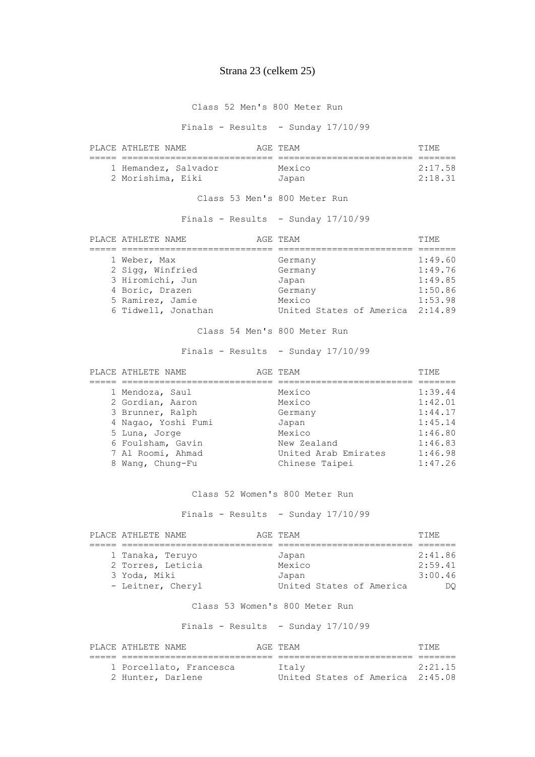### Class 52 Men's 800 Meter Run

Finals - Results - Sunday 17/10/99

| PLACE | ATHLETE NAME | AGE | TEAM | TIME |
|---|---|---|---|---|
| 1 | Hemandez, Salvador | | Mexico | 2:17.58 |
| 2 | Morishima, Eiki | | Japan | 2:18.31 |

### Class 53 Men's 800 Meter Run

Finals - Results - Sunday 17/10/99

| PLACE | ATHLETE NAME | AGE | TEAM | TIME |
|---|---|---|---|---|
| 1 | Weber, Max | | Germany | 1:49.60 |
| 2 | Sigg, Winfried | | Germany | 1:49.76 |
| 3 | Hiromichi, Jun | | Japan | 1:49.85 |
| 4 | Boric, Drazen | | Germany | 1:50.86 |
| 5 | Ramirez, Jamie | | Mexico | 1:53.98 |
| 6 | Tidwell, Jonathan | | United States of America | 2:14.89 |

### Class 54 Men's 800 Meter Run

Finals - Results - Sunday 17/10/99

| PLACE | ATHLETE NAME | AGE | TEAM | TIME |
|---|---|---|---|---|
| 1 | Mendoza, Saul | | Mexico | 1:39.44 |
| 2 | Gordian, Aaron | | Mexico | 1:42.01 |
| 3 | Brunner, Ralph | | Germany | 1:44.17 |
| 4 | Nagao, Yoshi Fumi | | Japan | 1:45.14 |
| 5 | Luna, Jorge | | Mexico | 1:46.80 |
| 6 | Foulsham, Gavin | | New Zealand | 1:46.83 |
| 7 | Al Roomi, Ahmad | | United Arab Emirates | 1:46.98 |
| 8 | Wang, Chung-Fu | | Chinese Taipei | 1:47.26 |

### Class 52 Women's 800 Meter Run

Finals - Results - Sunday 17/10/99

| PLACE | ATHLETE NAME | AGE | TEAM | TIME |
|---|---|---|---|---|
| 1 | Tanaka, Teruyo | | Japan | 2:41.86 |
| 2 | Torres, Leticia | | Mexico | 2:59.41 |
| 3 | Yoda, Miki | | Japan | 3:00.46 |
| - | Leitner, Cheryl | | United States of America | DQ |

### Class 53 Women's 800 Meter Run

Finals - Results - Sunday 17/10/99

| PLACE | ATHLETE NAME | AGE | TEAM | TIME |
|---|---|---|---|---|
| 1 | Porcellato, Francesca | | Italy | 2:21.15 |
| 2 | Hunter, Darlene | | United States of America | 2:45.08 |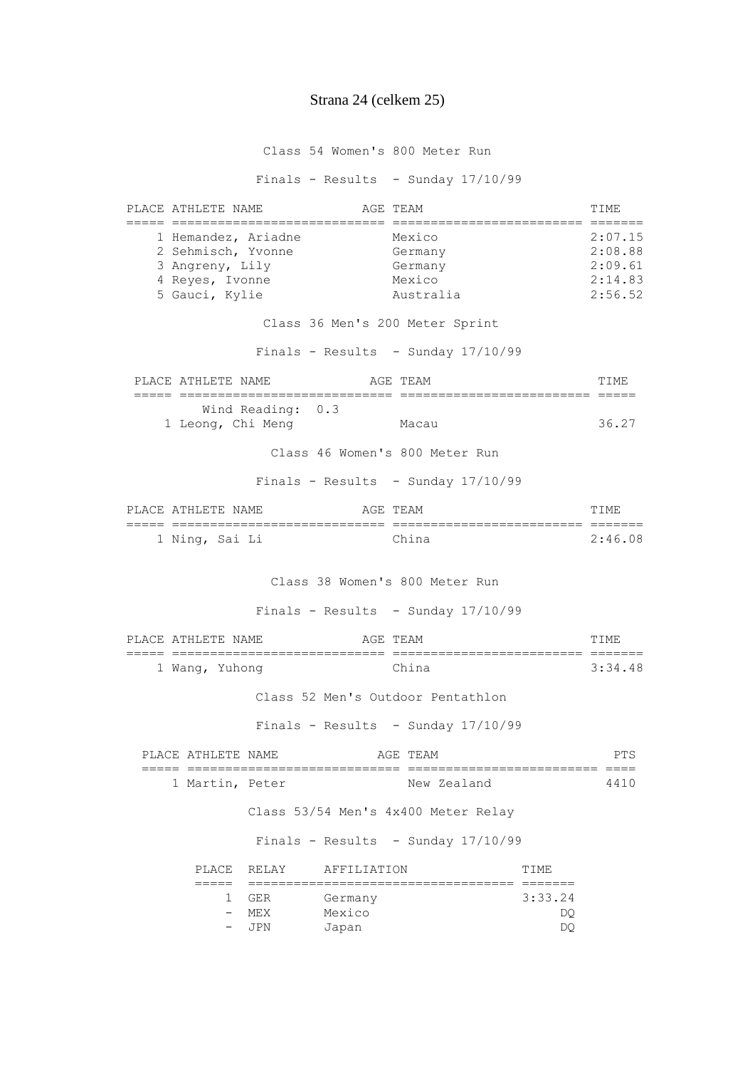## Class 54 Women's 800 Meter Run

Finals - Results - Sunday 17/10/99

| PLACE | ATHLETE NAME | AGE | TEAM | TIME |
|---|---|---|---|---|
| 1 | Hemandez, Ariadne | | Mexico | 2:07.15 |
| 2 | Sehmisch, Yvonne | | Germany | 2:08.88 |
| 3 | Angreny, Lily | | Germany | 2:09.61 |
| 4 | Reyes, Ivonne | | Mexico | 2:14.83 |
| 5 | Gauci, Kylie | | Australia | 2:56.52 |

## Class 36 Men's 200 Meter Sprint

Finals - Results - Sunday 17/10/99

| PLACE | ATHLETE NAME | AGE | TEAM | TIME |
|---|---|---|---|---|
| | Wind Reading: 0.3 | | | |
| 1 | Leong, Chi Meng | | Macau | 36.27 |

## Class 46 Women's 800 Meter Run

Finals - Results - Sunday 17/10/99

| PLACE | ATHLETE NAME | AGE | TEAM | TIME |
|---|---|---|---|---|
| 1 | Ning, Sai Li | | China | 2:46.08 |

## Class 38 Women's 800 Meter Run

Finals - Results - Sunday 17/10/99

| PLACE | ATHLETE NAME | AGE | TEAM | TIME |
|---|---|---|---|---|
| 1 | Wang, Yuhong | | China | 3:34.48 |

## Class 52 Men's Outdoor Pentathlon

Finals - Results - Sunday 17/10/99

| PLACE | ATHLETE NAME | AGE | TEAM | PTS |
|---|---|---|---|---|
| 1 | Martin, Peter | | New Zealand | 4410 |

## Class 53/54 Men's 4x400 Meter Relay

Finals - Results - Sunday 17/10/99

| PLACE | RELAY | AFFILIATION | TIME |
|---|---|---|---|
| 1 | GER | Germany | 3:33.24 |
| - | MEX | Mexico | DQ |
| - | JPN | Japan | DQ |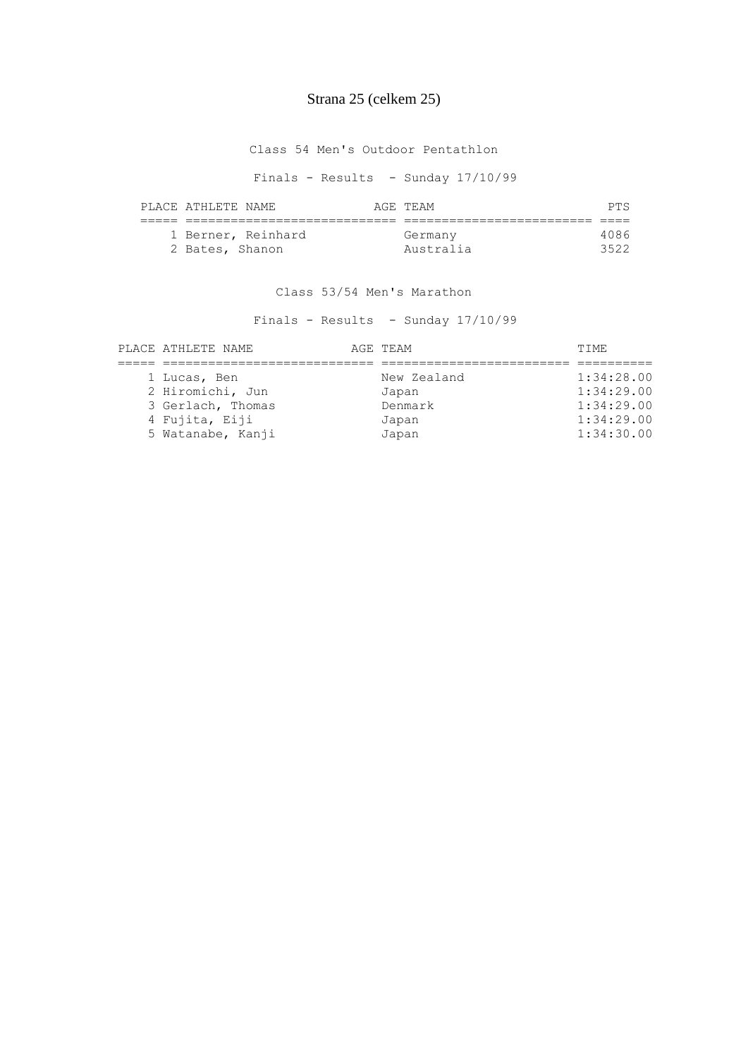Class 54 Men's Outdoor Pentathlon

Finals - Results - Sunday 17/10/99

| PLACE | ATHLETE NAME | AGE | TEAM | PTS |
|---|---|---|---|---|
| 1 | Berner, Reinhard | | Germany | 4086 |
| 2 | Bates, Shanon | | Australia | 3522 |

Class 53/54 Men's Marathon

Finals - Results - Sunday 17/10/99

| PLACE | ATHLETE NAME | AGE | TEAM | TIME |
|---|---|---|---|---|
| 1 | Lucas, Ben | | New Zealand | 1:34:28.00 |
| 2 | Hiromichi, Jun | | Japan | 1:34:29.00 |
| 3 | Gerlach, Thomas | | Denmark | 1:34:29.00 |
| 4 | Fujita, Eiji | | Japan | 1:34:29.00 |
| 5 | Watanabe, Kanji | | Japan | 1:34:30.00 |